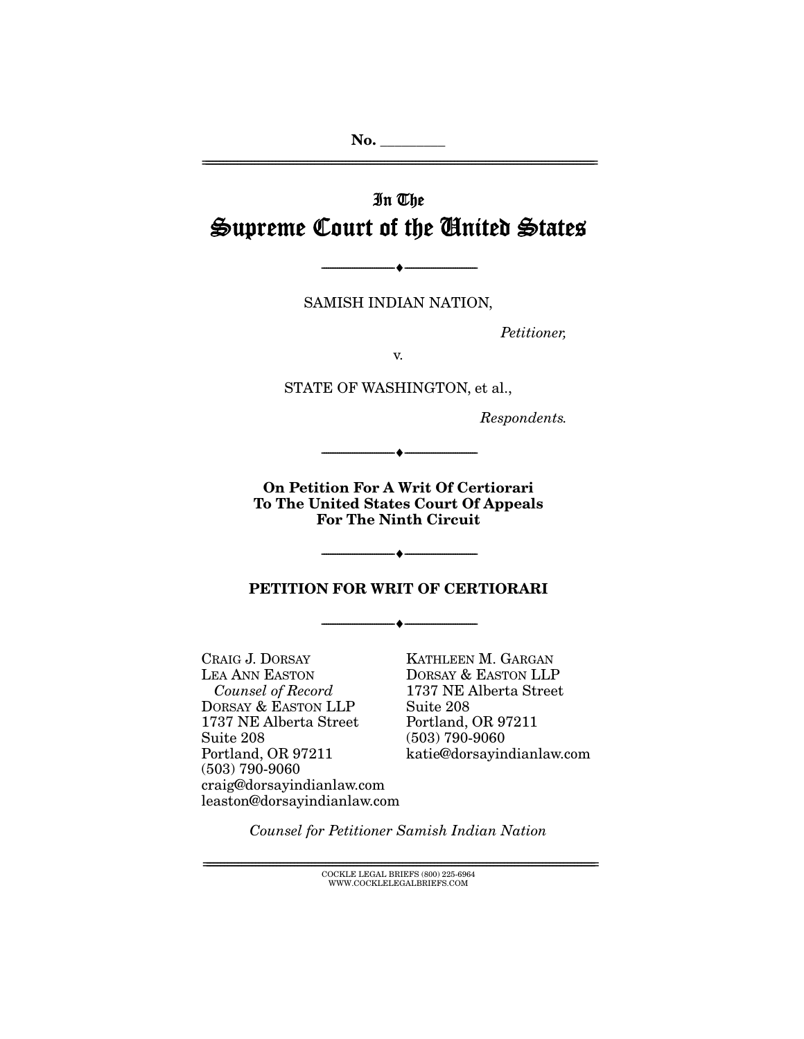No. ________

# In The
# Supreme Court of the United States

---

SAMISH INDIAN NATION,

*Petitioner,*

v.

STATE OF WASHINGTON, et al.,

*Respondents.*

---

**On Petition For A Writ Of Certiorari**
**To The United States Court Of Appeals**
**For The Ninth Circuit**

---

**PETITION FOR WRIT OF CERTIORARI**

---

CRAIG J. DORSAY
LEA ANN EASTON
*Counsel of Record*
DORSAY & EASTON LLP
1737 NE Alberta Street
Suite 208
Portland, OR 97211
(503) 790-9060
craig@dorsayindianlaw.com
leaston@dorsayindianlaw.com

KATHLEEN M. GARGAN
DORSAY & EASTON LLP
1737 NE Alberta Street
Suite 208
Portland, OR 97211
(503) 790-9060
katie@dorsayindianlaw.com

*Counsel for Petitioner Samish Indian Nation*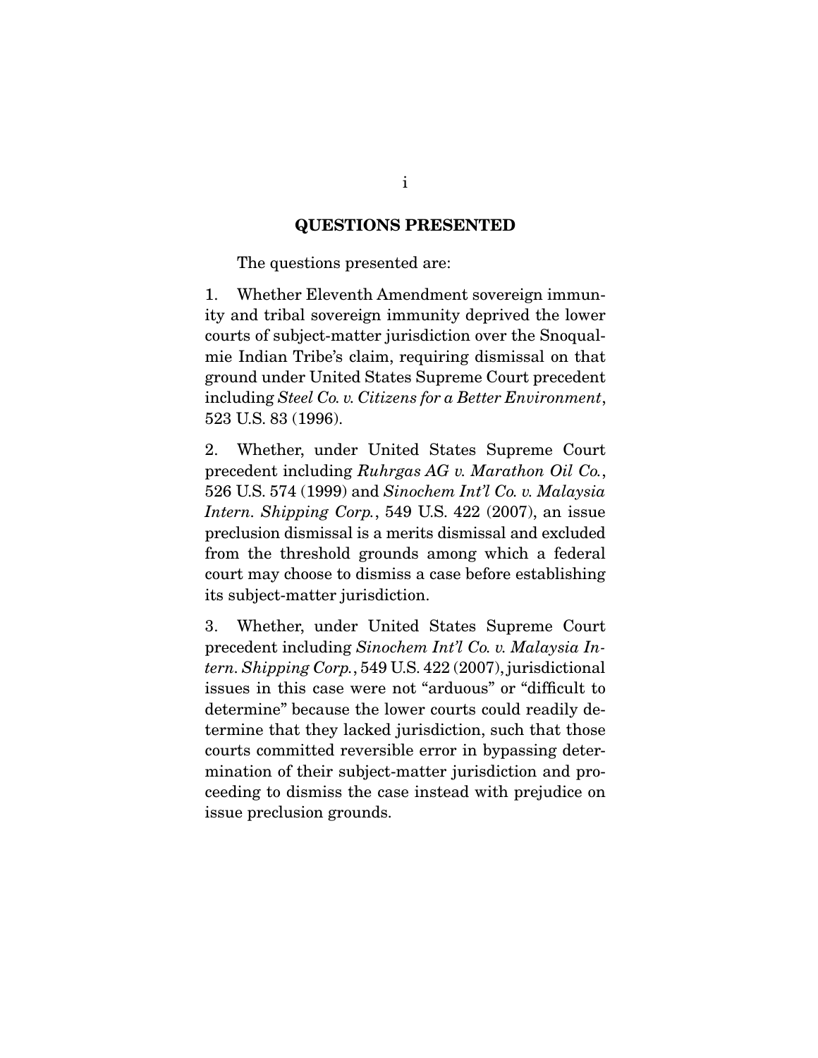## QUESTIONS PRESENTED

The questions presented are:

1. Whether Eleventh Amendment sovereign immunity and tribal sovereign immunity deprived the lower courts of subject-matter jurisdiction over the Snoqualmie Indian Tribe's claim, requiring dismissal on that ground under United States Supreme Court precedent including *Steel Co. v. Citizens for a Better Environment*, 523 U.S. 83 (1996).

2. Whether, under United States Supreme Court precedent including *Ruhrgas AG v. Marathon Oil Co.*, 526 U.S. 574 (1999) and *Sinochem Int'l Co. v. Malaysia Intern. Shipping Corp.*, 549 U.S. 422 (2007), an issue preclusion dismissal is a merits dismissal and excluded from the threshold grounds among which a federal court may choose to dismiss a case before establishing its subject-matter jurisdiction.

3. Whether, under United States Supreme Court precedent including *Sinochem Int'l Co. v. Malaysia Intern. Shipping Corp.*, 549 U.S. 422 (2007), jurisdictional issues in this case were not "arduous" or "difficult to determine" because the lower courts could readily determine that they lacked jurisdiction, such that those courts committed reversible error in bypassing determination of their subject-matter jurisdiction and proceeding to dismiss the case instead with prejudice on issue preclusion grounds.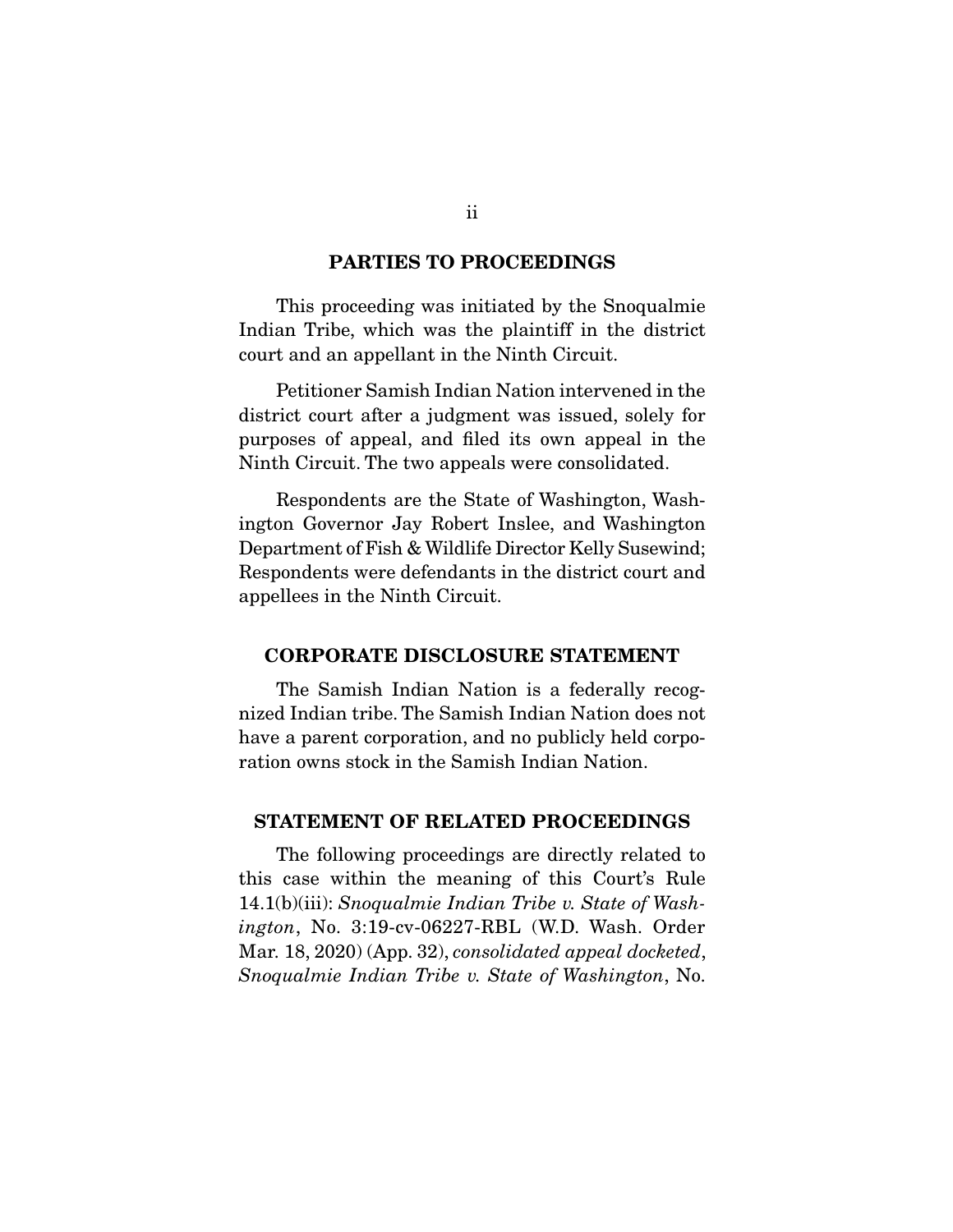## PARTIES TO PROCEEDINGS

This proceeding was initiated by the Snoqualmie Indian Tribe, which was the plaintiff in the district court and an appellant in the Ninth Circuit.

Petitioner Samish Indian Nation intervened in the district court after a judgment was issued, solely for purposes of appeal, and filed its own appeal in the Ninth Circuit. The two appeals were consolidated.

Respondents are the State of Washington, Washington Governor Jay Robert Inslee, and Washington Department of Fish & Wildlife Director Kelly Susewind; Respondents were defendants in the district court and appellees in the Ninth Circuit.

## CORPORATE DISCLOSURE STATEMENT

The Samish Indian Nation is a federally recognized Indian tribe. The Samish Indian Nation does not have a parent corporation, and no publicly held corporation owns stock in the Samish Indian Nation.

## STATEMENT OF RELATED PROCEEDINGS

The following proceedings are directly related to this case within the meaning of this Court's Rule 14.1(b)(iii): *Snoqualmie Indian Tribe v. State of Washington*, No. 3:19-cv-06227-RBL (W.D. Wash. Order Mar. 18, 2020) (App. 32), *consolidated appeal docketed*, *Snoqualmie Indian Tribe v. State of Washington*, No.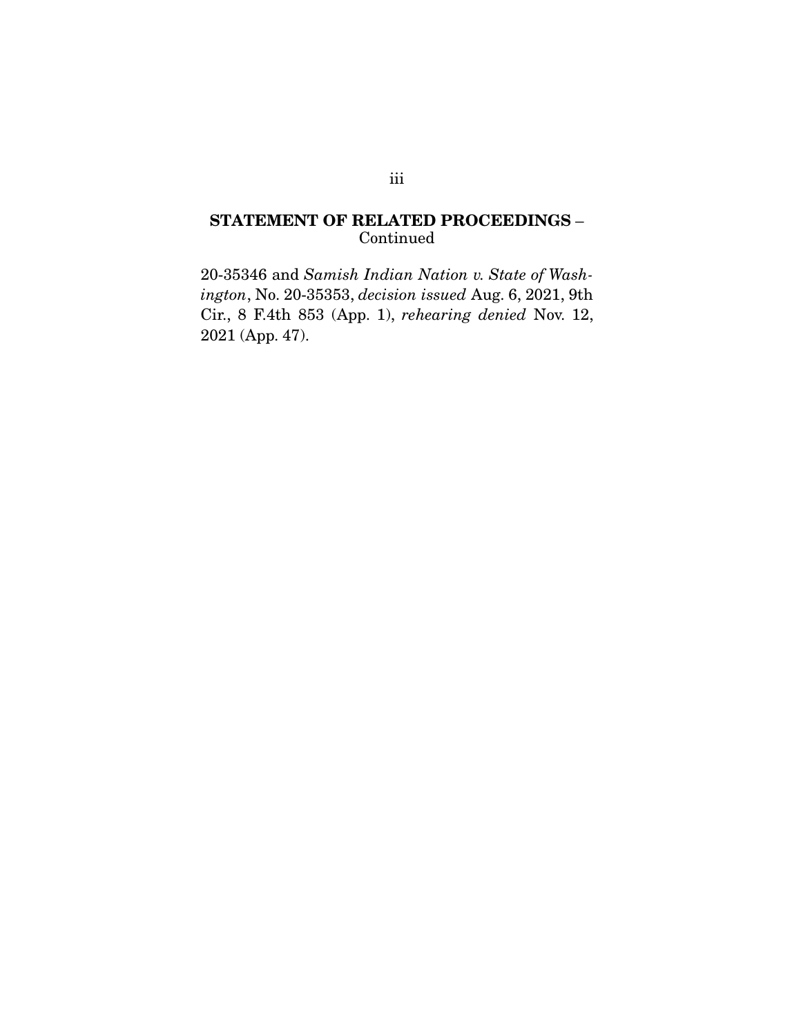## STATEMENT OF RELATED PROCEEDINGS – Continued

20-35346 and *Samish Indian Nation v. State of Washington*, No. 20-35353, *decision issued* Aug. 6, 2021, 9th Cir., 8 F.4th 853 (App. 1), *rehearing denied* Nov. 12, 2021 (App. 47).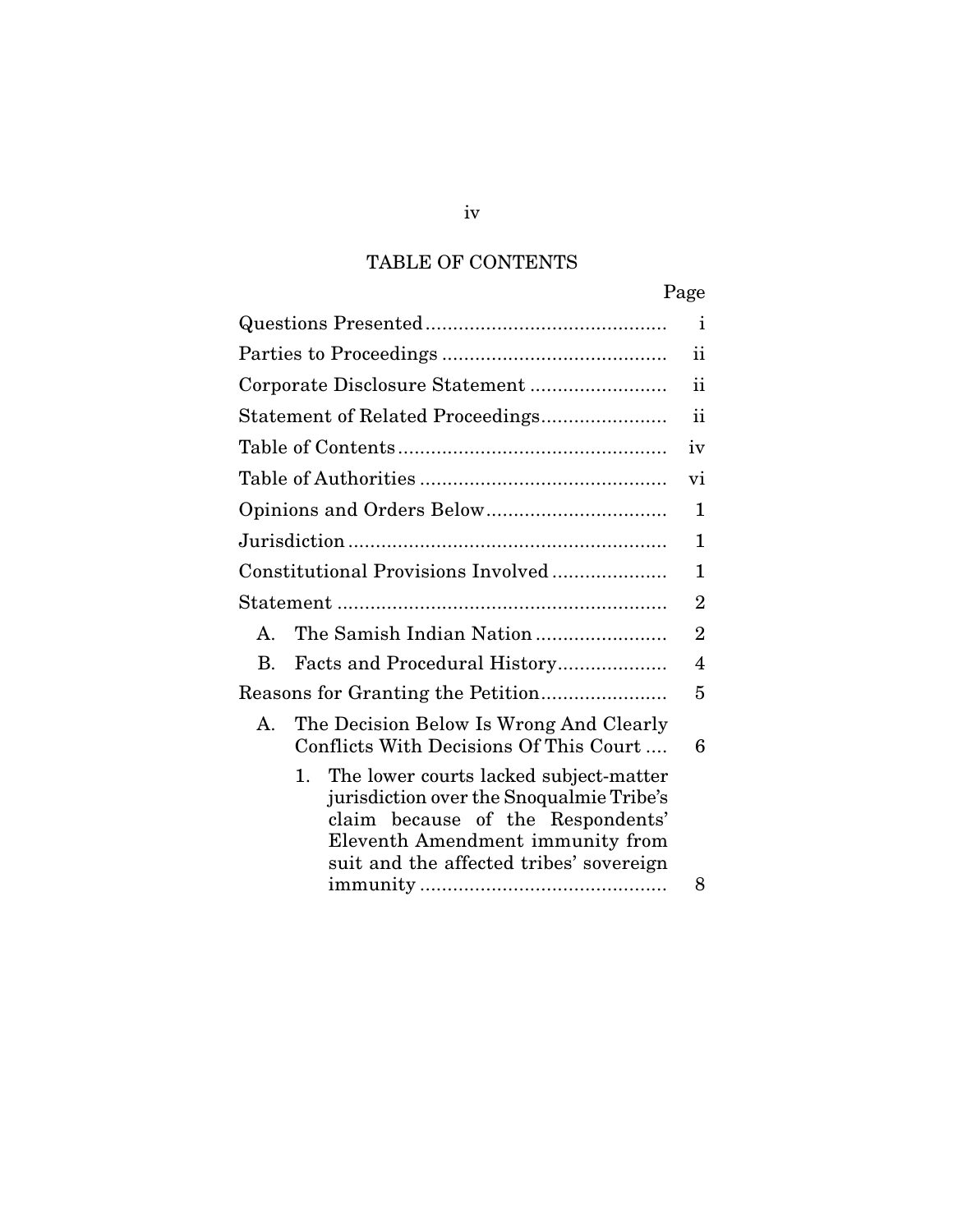# TABLE OF CONTENTS

| | Page |
|---|---|
| Questions Presented | i |
| Parties to Proceedings | ii |
| Corporate Disclosure Statement | ii |
| Statement of Related Proceedings | ii |
| Table of Contents | iv |
| Table of Authorities | vi |
| Opinions and Orders Below | 1 |
| Jurisdiction | 1 |
| Constitutional Provisions Involved | 1 |
| Statement | 2 |
| A. The Samish Indian Nation | 2 |
| B. Facts and Procedural History | 4 |
| Reasons for Granting the Petition | 5 |
| A. The Decision Below Is Wrong And Clearly Conflicts With Decisions Of This Court | 6 |
| 1. The lower courts lacked subject-matter jurisdiction over the Snoqualmie Tribe's claim because of the Respondents' Eleventh Amendment immunity from suit and the affected tribes' sovereign immunity | 8 |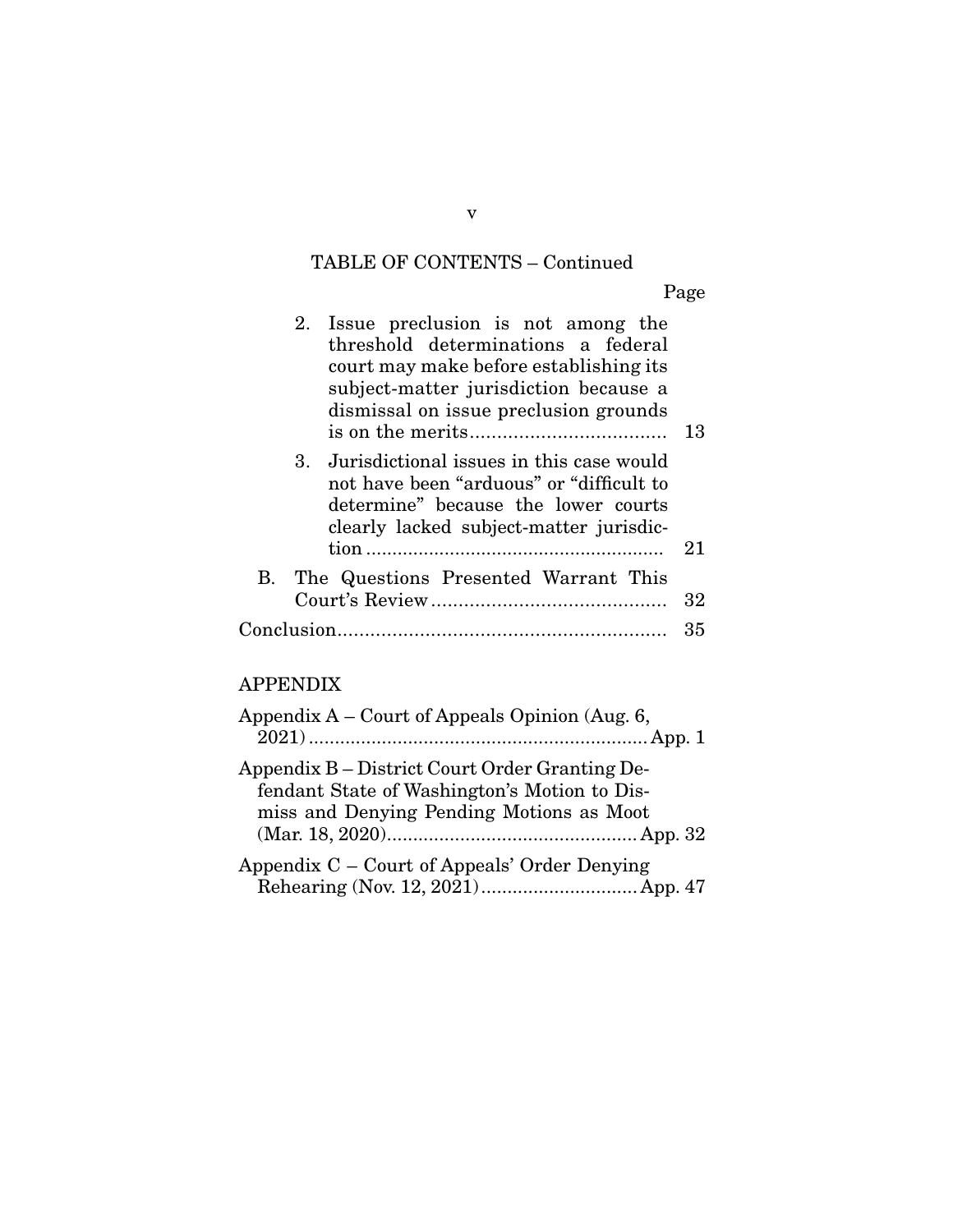## TABLE OF CONTENTS – Continued

| | Page |
|---|---|
| 2. Issue preclusion is not among the threshold determinations a federal court may make before establishing its subject-matter jurisdiction because a dismissal on issue preclusion grounds is on the merits | 13 |
| 3. Jurisdictional issues in this case would not have been "arduous" or "difficult to determine" because the lower courts clearly lacked subject-matter jurisdiction | 21 |
| B. The Questions Presented Warrant This Court's Review | 32 |
| Conclusion | 35 |

## APPENDIX

| | |
|---|---|
| Appendix A – Court of Appeals Opinion (Aug. 6, 2021) | App. 1 |
| Appendix B – District Court Order Granting Defendant State of Washington's Motion to Dismiss and Denying Pending Motions as Moot (Mar. 18, 2020) | App. 32 |
| Appendix C – Court of Appeals' Order Denying Rehearing (Nov. 12, 2021) | App. 47 |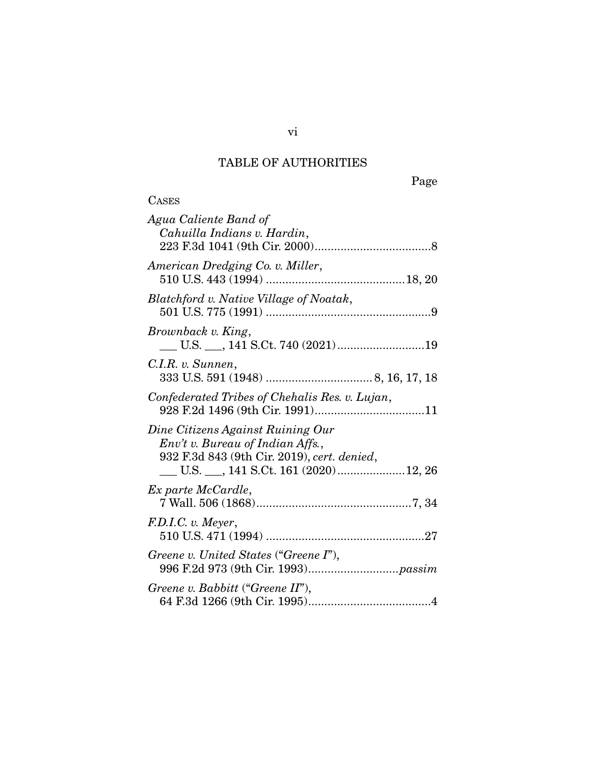# TABLE OF AUTHORITIES

Page

CASES

*Agua Caliente Band of Cahuilla Indians v. Hardin*, 223 F.3d 1041 (9th Cir. 2000)....................................8

*American Dredging Co. v. Miller*, 510 U.S. 443 (1994) ...........................................18, 20

*Blatchford v. Native Village of Noatak*, 501 U.S. 775 (1991) ...................................................9

*Brownback v. King*, ___ U.S. ___, 141 S.Ct. 740 (2021)...........................19

*C.I.R. v. Sunnen*, 333 U.S. 591 (1948) ................................. 8, 16, 17, 18

*Confederated Tribes of Chehalis Res. v. Lujan*, 928 F.2d 1496 (9th Cir. 1991)..................................11

*Dine Citizens Against Ruining Our Env't v. Bureau of Indian Affs.*, 932 F.3d 843 (9th Cir. 2019), *cert. denied*, ___ U.S. ___, 141 S.Ct. 161 (2020).....................12, 26

*Ex parte McCardle*, 7 Wall. 506 (1868)................................................7, 34

*F.D.I.C. v. Meyer*, 510 U.S. 471 (1994) .................................................27

*Greene v. United States* ("*Greene I*"), 996 F.2d 973 (9th Cir. 1993)............................*passim*

*Greene v. Babbitt* ("*Greene II*"), 64 F.3d 1266 (9th Cir. 1995)......................................4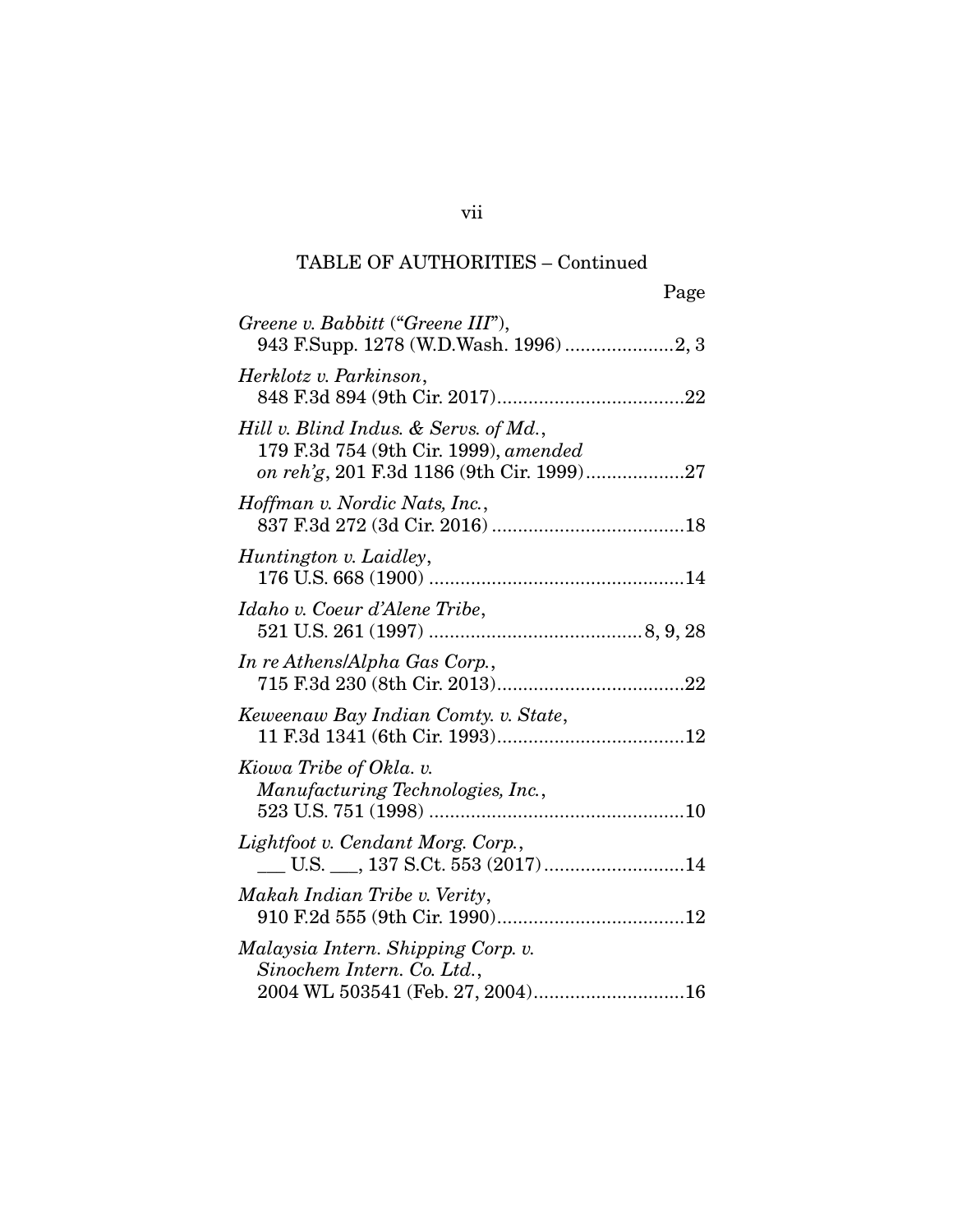TABLE OF AUTHORITIES – Continued

Page

*Greene v. Babbitt* (“*Greene III*”), 943 F.Supp. 1278 (W.D.Wash. 1996) .....................2, 3

*Herklotz v. Parkinson*, 848 F.3d 894 (9th Cir. 2017)....................................22

*Hill v. Blind Indus. & Servs. of Md.*, 179 F.3d 754 (9th Cir. 1999), *amended on reh’g*, 201 F.3d 1186 (9th Cir. 1999)...................27

*Hoffman v. Nordic Nats, Inc.*, 837 F.3d 272 (3d Cir. 2016) .....................................18

*Huntington v. Laidley*, 176 U.S. 668 (1900) .................................................14

*Idaho v. Coeur d’Alene Tribe*, 521 U.S. 261 (1997) ......................................... 8, 9, 28

*In re Athens/Alpha Gas Corp.*, 715 F.3d 230 (8th Cir. 2013)....................................22

*Keweenaw Bay Indian Comty. v. State*, 11 F.3d 1341 (6th Cir. 1993)....................................12

*Kiowa Tribe of Okla. v. Manufacturing Technologies, Inc.*, 523 U.S. 751 (1998) .................................................10

*Lightfoot v. Cendant Morg. Corp.*, ___ U.S. ___, 137 S.Ct. 553 (2017)...........................14

*Makah Indian Tribe v. Verity*, 910 F.2d 555 (9th Cir. 1990)....................................12

*Malaysia Intern. Shipping Corp. v. Sinochem Intern. Co. Ltd.*, 2004 WL 503541 (Feb. 27, 2004).............................16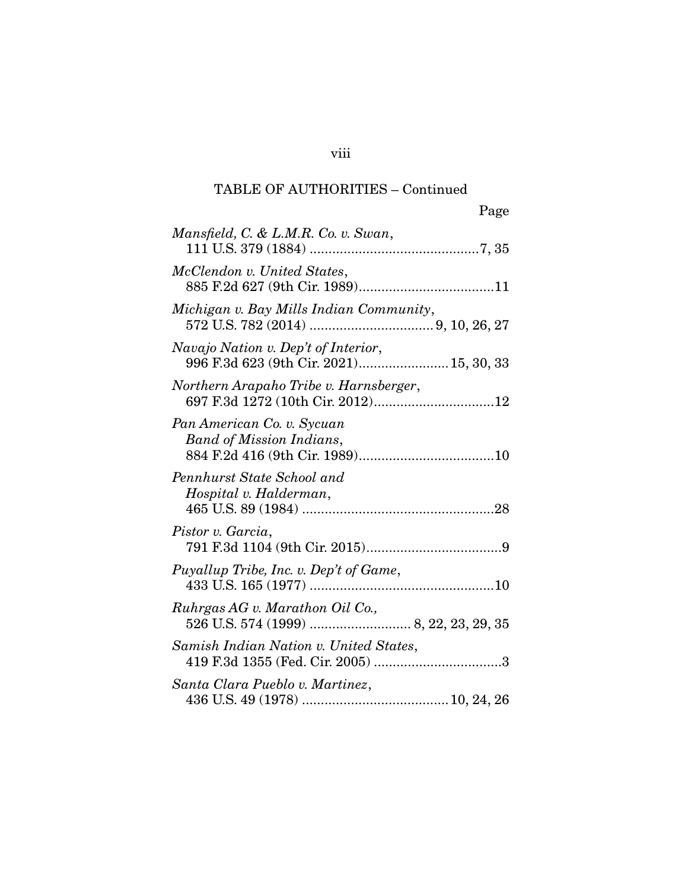## TABLE OF AUTHORITIES – Continued

Page

*Mansfield, C. & L.M.R. Co. v. Swan*, 111 U.S. 379 (1884) .............................................7, 35

*McClendon v. United States*, 885 F.2d 627 (9th Cir. 1989)....................................11

*Michigan v. Bay Mills Indian Community*, 572 U.S. 782 (2014) ................................. 9, 10, 26, 27

*Navajo Nation v. Dep't of Interior*, 996 F.3d 623 (9th Cir. 2021)........................ 15, 30, 33

*Northern Arapaho Tribe v. Harnsberger*, 697 F.3d 1272 (10th Cir. 2012)................................12

*Pan American Co. v. Sycuan Band of Mission Indians*, 884 F.2d 416 (9th Cir. 1989)....................................10

*Pennhurst State School and Hospital v. Halderman*, 465 U.S. 89 (1984) ...................................................28

*Pistor v. Garcia*, 791 F.3d 1104 (9th Cir. 2015)....................................9

*Puyallup Tribe, Inc. v. Dep't of Game*, 433 U.S. 165 (1977) .................................................10

*Ruhrgas AG v. Marathon Oil Co.*, 526 U.S. 574 (1999) ........................... 8, 22, 23, 29, 35

*Samish Indian Nation v. United States*, 419 F.3d 1355 (Fed. Cir. 2005) ..................................3

*Santa Clara Pueblo v. Martinez*, 436 U.S. 49 (1978) ....................................... 10, 24, 26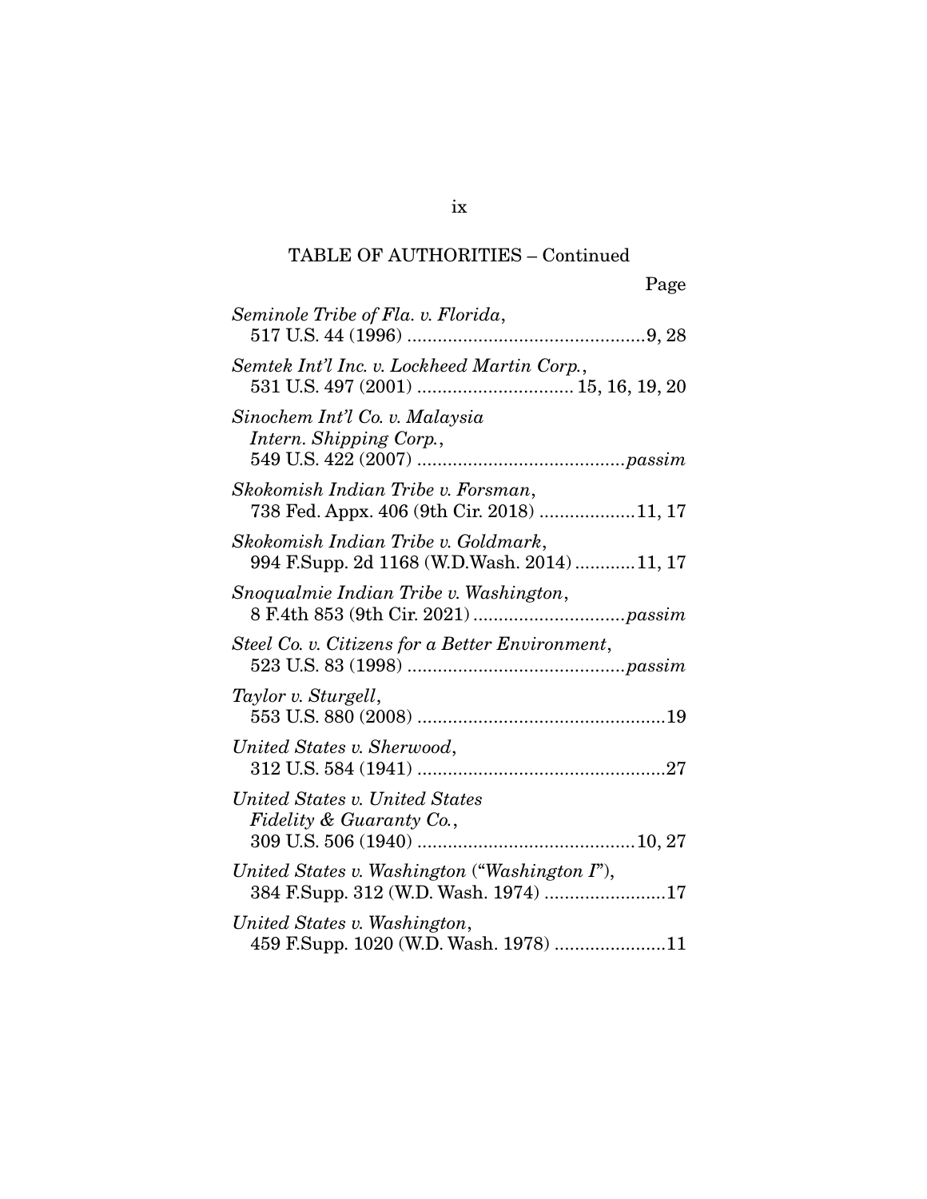TABLE OF AUTHORITIES – Continued

Page

*Seminole Tribe of Fla. v. Florida*,
517 U.S. 44 (1996) ...............................................9, 28

*Semtek Int'l Inc. v. Lockheed Martin Corp.*,
531 U.S. 497 (2001) ............................... 15, 16, 19, 20

*Sinochem Int'l Co. v. Malaysia Intern. Shipping Corp.*,
549 U.S. 422 (2007) ........................................*passim*

*Skokomish Indian Tribe v. Forsman*,
738 Fed. Appx. 406 (9th Cir. 2018) ...................11, 17

*Skokomish Indian Tribe v. Goldmark*,
994 F.Supp. 2d 1168 (W.D.Wash. 2014)............11, 17

*Snoqualmie Indian Tribe v. Washington*,
8 F.4th 853 (9th Cir. 2021).............................*passim*

*Steel Co. v. Citizens for a Better Environment*,
523 U.S. 83 (1998) ..........................................*passim*

*Taylor v. Sturgell*,
553 U.S. 880 (2008) .................................................19

*United States v. Sherwood*,
312 U.S. 584 (1941) .................................................27

*United States v. United States Fidelity & Guaranty Co.*,
309 U.S. 506 (1940) ...........................................10, 27

*United States v. Washington* ("*Washington I*"),
384 F.Supp. 312 (W.D. Wash. 1974) ........................17

*United States v. Washington*,
459 F.Supp. 1020 (W.D. Wash. 1978) ......................11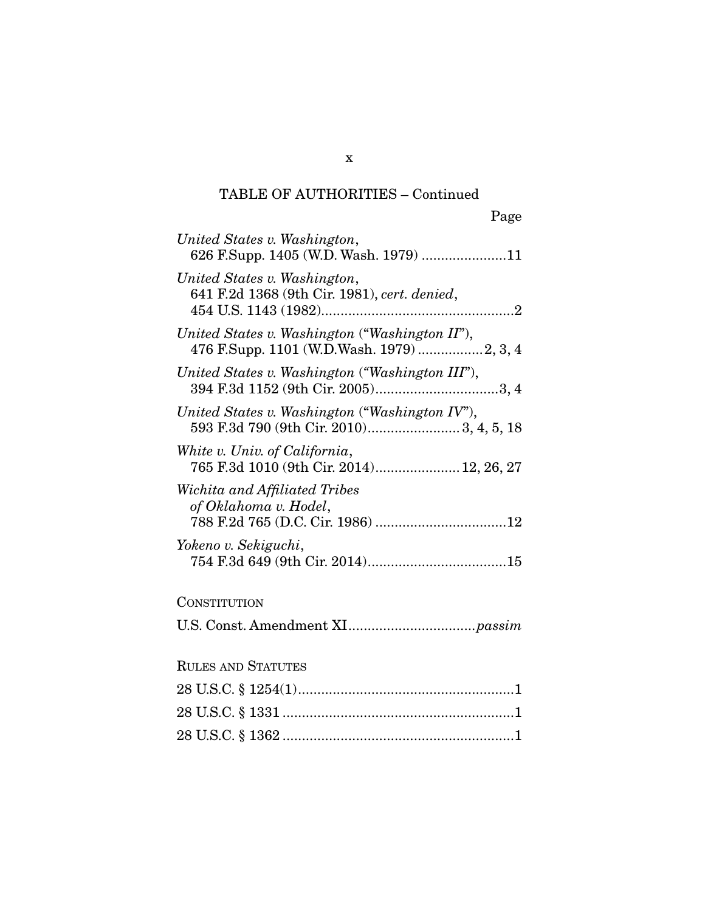TABLE OF AUTHORITIES – Continued

Page

*United States v. Washington*, 626 F.Supp. 1405 (W.D. Wash. 1979) ......................11

*United States v. Washington*, 641 F.2d 1368 (9th Cir. 1981), *cert. denied*, 454 U.S. 1143 (1982)..................................................2

*United States v. Washington* ("*Washington II*"), 476 F.Supp. 1101 (W.D.Wash. 1979) .................2, 3, 4

*United States v. Washington* ("*Washington III*"), 394 F.3d 1152 (9th Cir. 2005)................................3, 4

*United States v. Washington* ("*Washington IV*"), 593 F.3d 790 (9th Cir. 2010)........................3, 4, 5, 18

*White v. Univ. of California*, 765 F.3d 1010 (9th Cir. 2014)......................12, 26, 27

*Wichita and Affiliated Tribes of Oklahoma v. Hodel*, 788 F.2d 765 (D.C. Cir. 1986) ..................................12

*Yokeno v. Sekiguchi*, 754 F.3d 649 (9th Cir. 2014)....................................15

CONSTITUTION

U.S. Const. Amendment XI................................*passim*

RULES AND STATUTES

28 U.S.C. § 1254(1)........................................................1

28 U.S.C. § 1331 ............................................................1

28 U.S.C. § 1362 ............................................................1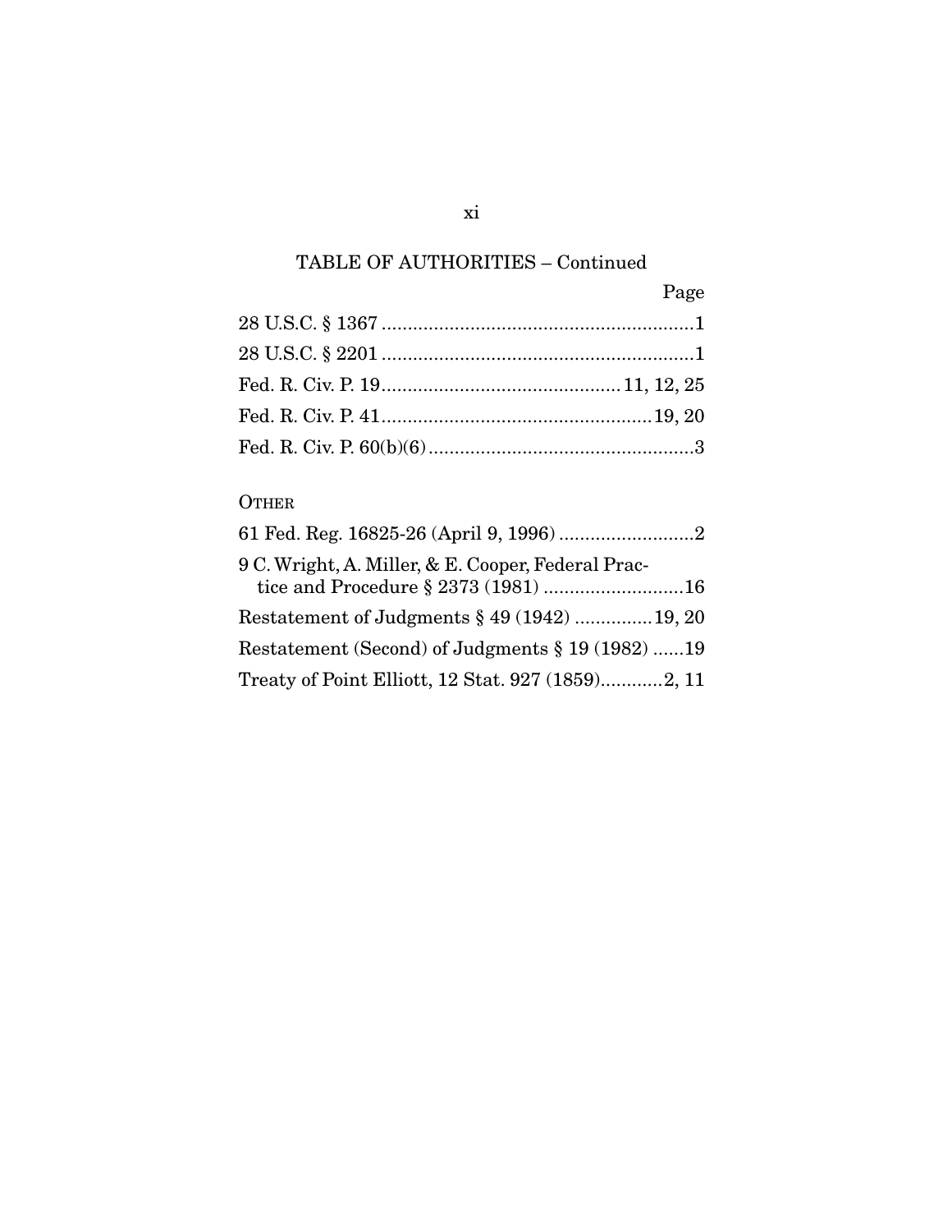## TABLE OF AUTHORITIES – Continued

| | Page |
|---|---|
| 28 U.S.C. § 1367 | 1 |
| 28 U.S.C. § 2201 | 1 |
| Fed. R. Civ. P. 19 | 11, 12, 25 |
| Fed. R. Civ. P. 41 | 19, 20 |
| Fed. R. Civ. P. 60(b)(6) | 3 |

OTHER

| | |
|---|---|
| 61 Fed. Reg. 16825-26 (April 9, 1996) | 2 |
| 9 C. Wright, A. Miller, & E. Cooper, Federal Practice and Procedure § 2373 (1981) | 16 |
| Restatement of Judgments § 49 (1942) | 19, 20 |
| Restatement (Second) of Judgments § 19 (1982) | 19 |
| Treaty of Point Elliott, 12 Stat. 927 (1859) | 2, 11 |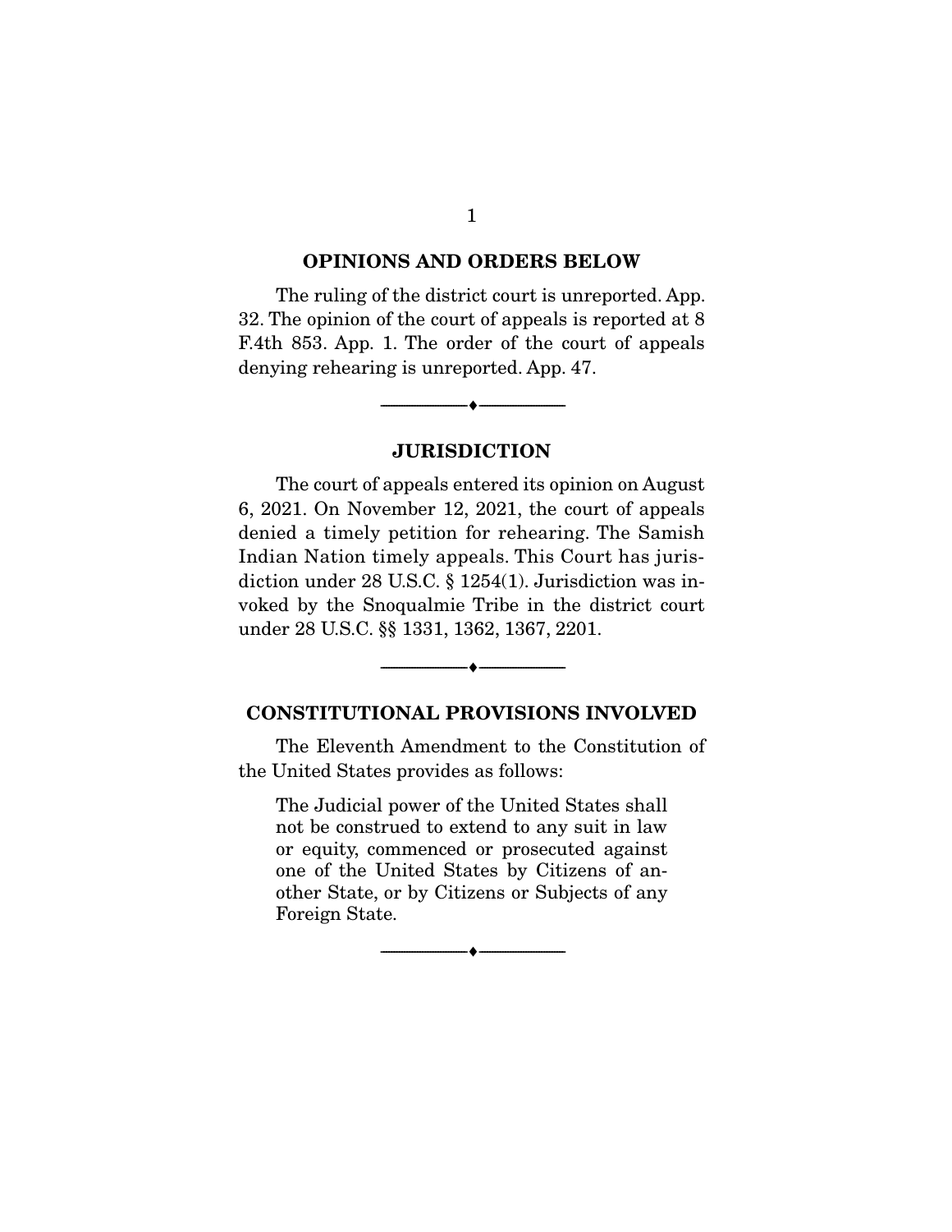## OPINIONS AND ORDERS BELOW

The ruling of the district court is unreported. App. 32. The opinion of the court of appeals is reported at 8 F.4th 853. App. 1. The order of the court of appeals denying rehearing is unreported. App. 47.

## JURISDICTION

The court of appeals entered its opinion on August 6, 2021. On November 12, 2021, the court of appeals denied a timely petition for rehearing. The Samish Indian Nation timely appeals. This Court has jurisdiction under 28 U.S.C. § 1254(1). Jurisdiction was invoked by the Snoqualmie Tribe in the district court under 28 U.S.C. §§ 1331, 1362, 1367, 2201.

## CONSTITUTIONAL PROVISIONS INVOLVED

The Eleventh Amendment to the Constitution of the United States provides as follows:

> The Judicial power of the United States shall not be construed to extend to any suit in law or equity, commenced or prosecuted against one of the United States by Citizens of another State, or by Citizens or Subjects of any Foreign State.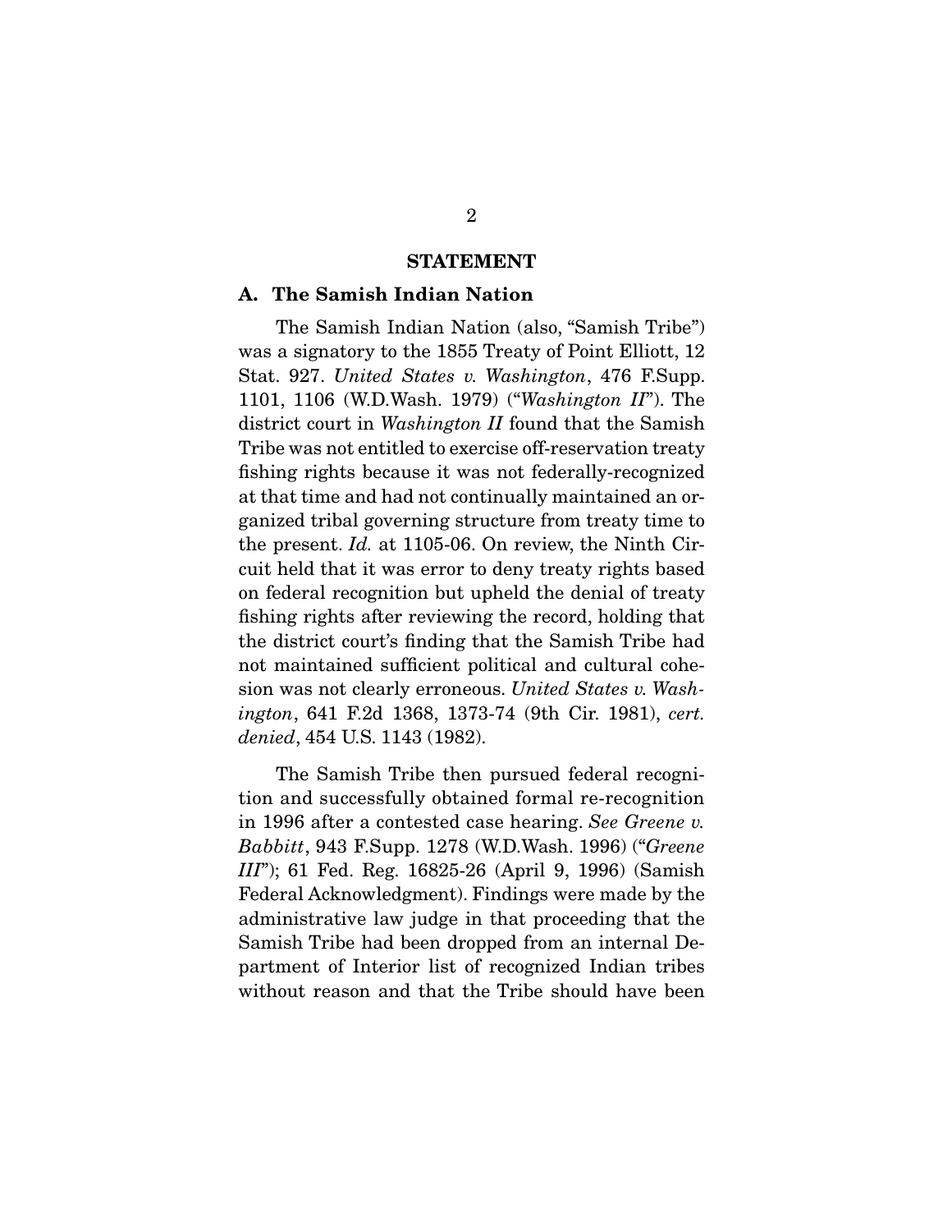## STATEMENT

### A. The Samish Indian Nation

The Samish Indian Nation (also, "Samish Tribe") was a signatory to the 1855 Treaty of Point Elliott, 12 Stat. 927. *United States v. Washington*, 476 F.Supp. 1101, 1106 (W.D.Wash. 1979) ("*Washington II*"). The district court in *Washington II* found that the Samish Tribe was not entitled to exercise off-reservation treaty fishing rights because it was not federally-recognized at that time and had not continually maintained an organized tribal governing structure from treaty time to the present. *Id.* at 1105-06. On review, the Ninth Circuit held that it was error to deny treaty rights based on federal recognition but upheld the denial of treaty fishing rights after reviewing the record, holding that the district court's finding that the Samish Tribe had not maintained sufficient political and cultural cohesion was not clearly erroneous. *United States v. Washington*, 641 F.2d 1368, 1373-74 (9th Cir. 1981), *cert. denied*, 454 U.S. 1143 (1982).

The Samish Tribe then pursued federal recognition and successfully obtained formal re-recognition in 1996 after a contested case hearing. *See Greene v. Babbitt*, 943 F.Supp. 1278 (W.D.Wash. 1996) ("*Greene III*"); 61 Fed. Reg. 16825-26 (April 9, 1996) (Samish Federal Acknowledgment). Findings were made by the administrative law judge in that proceeding that the Samish Tribe had been dropped from an internal Department of Interior list of recognized Indian tribes without reason and that the Tribe should have been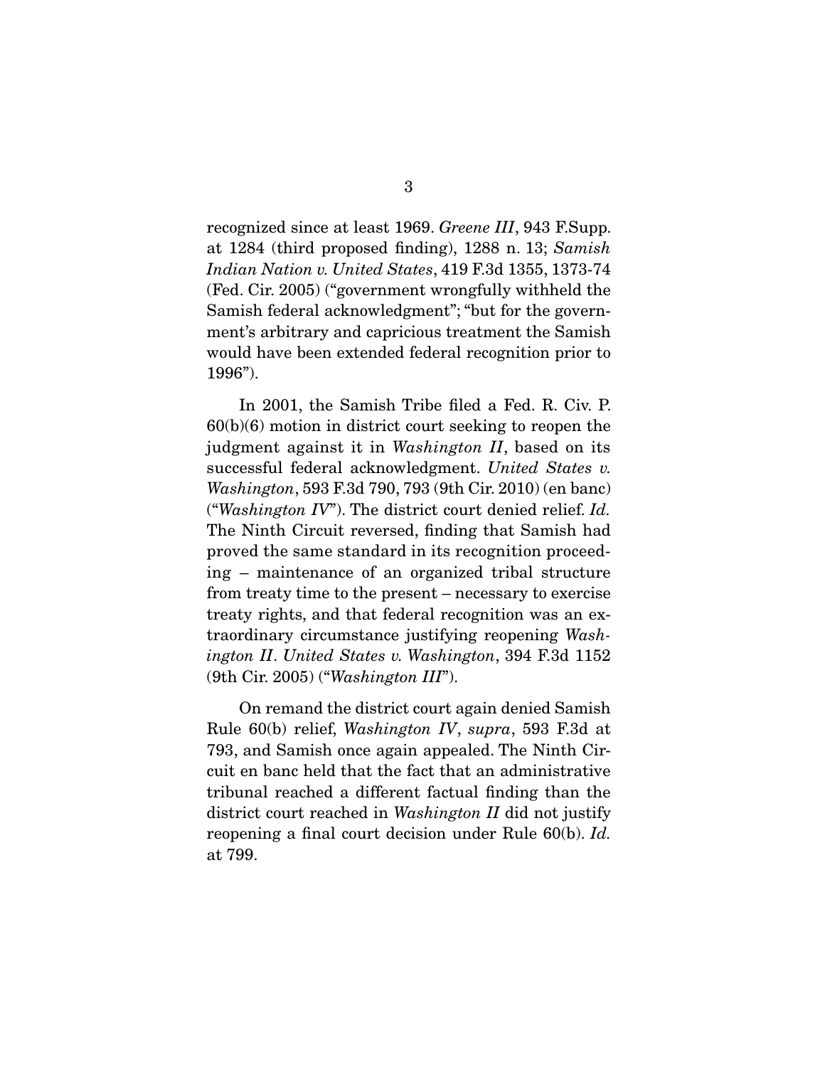recognized since at least 1969. *Greene III*, 943 F.Supp. at 1284 (third proposed finding), 1288 n. 13; *Samish Indian Nation v. United States*, 419 F.3d 1355, 1373-74 (Fed. Cir. 2005) ("government wrongfully withheld the Samish federal acknowledgment"; "but for the government's arbitrary and capricious treatment the Samish would have been extended federal recognition prior to 1996").

In 2001, the Samish Tribe filed a Fed. R. Civ. P. 60(b)(6) motion in district court seeking to reopen the judgment against it in *Washington II*, based on its successful federal acknowledgment. *United States v. Washington*, 593 F.3d 790, 793 (9th Cir. 2010) (en banc) ("*Washington IV*"). The district court denied relief. *Id.* The Ninth Circuit reversed, finding that Samish had proved the same standard in its recognition proceeding – maintenance of an organized tribal structure from treaty time to the present – necessary to exercise treaty rights, and that federal recognition was an extraordinary circumstance justifying reopening *Washington II*. *United States v. Washington*, 394 F.3d 1152 (9th Cir. 2005) ("*Washington III*").

On remand the district court again denied Samish Rule 60(b) relief, *Washington IV*, *supra*, 593 F.3d at 793, and Samish once again appealed. The Ninth Circuit en banc held that the fact that an administrative tribunal reached a different factual finding than the district court reached in *Washington II* did not justify reopening a final court decision under Rule 60(b). *Id.* at 799.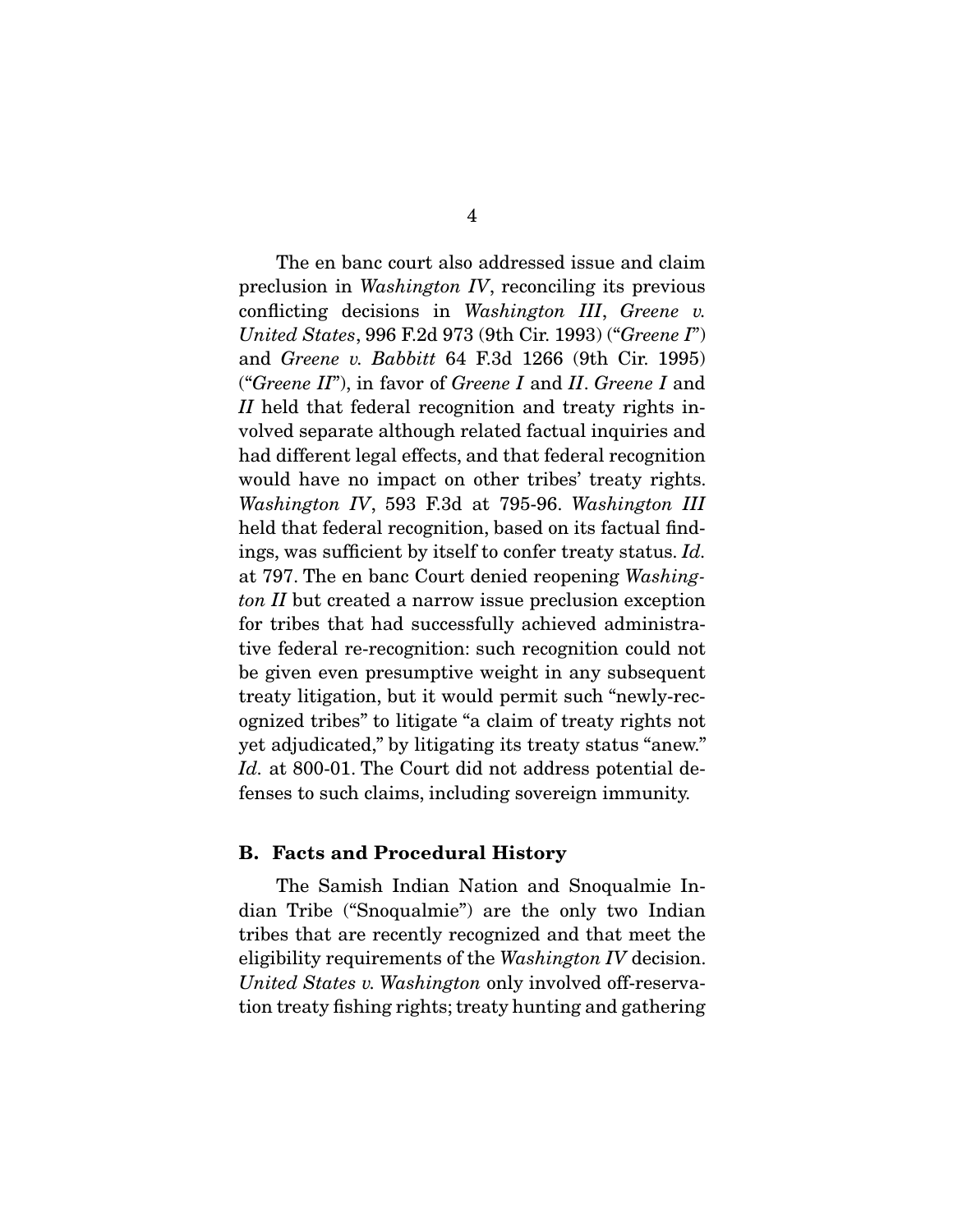The en banc court also addressed issue and claim preclusion in *Washington IV*, reconciling its previous conflicting decisions in *Washington III*, *Greene v. United States*, 996 F.2d 973 (9th Cir. 1993) ("*Greene I*") and *Greene v. Babbitt* 64 F.3d 1266 (9th Cir. 1995) ("*Greene II*"), in favor of *Greene I* and *II*. *Greene I* and *II* held that federal recognition and treaty rights involved separate although related factual inquiries and had different legal effects, and that federal recognition would have no impact on other tribes' treaty rights. *Washington IV*, 593 F.3d at 795-96. *Washington III* held that federal recognition, based on its factual findings, was sufficient by itself to confer treaty status. *Id.* at 797. The en banc Court denied reopening *Washington II* but created a narrow issue preclusion exception for tribes that had successfully achieved administrative federal re-recognition: such recognition could not be given even presumptive weight in any subsequent treaty litigation, but it would permit such "newly-recognized tribes" to litigate "a claim of treaty rights not yet adjudicated," by litigating its treaty status "anew." *Id.* at 800-01. The Court did not address potential defenses to such claims, including sovereign immunity.

### B. Facts and Procedural History

The Samish Indian Nation and Snoqualmie Indian Tribe ("Snoqualmie") are the only two Indian tribes that are recently recognized and that meet the eligibility requirements of the *Washington IV* decision. *United States v. Washington* only involved off-reservation treaty fishing rights; treaty hunting and gathering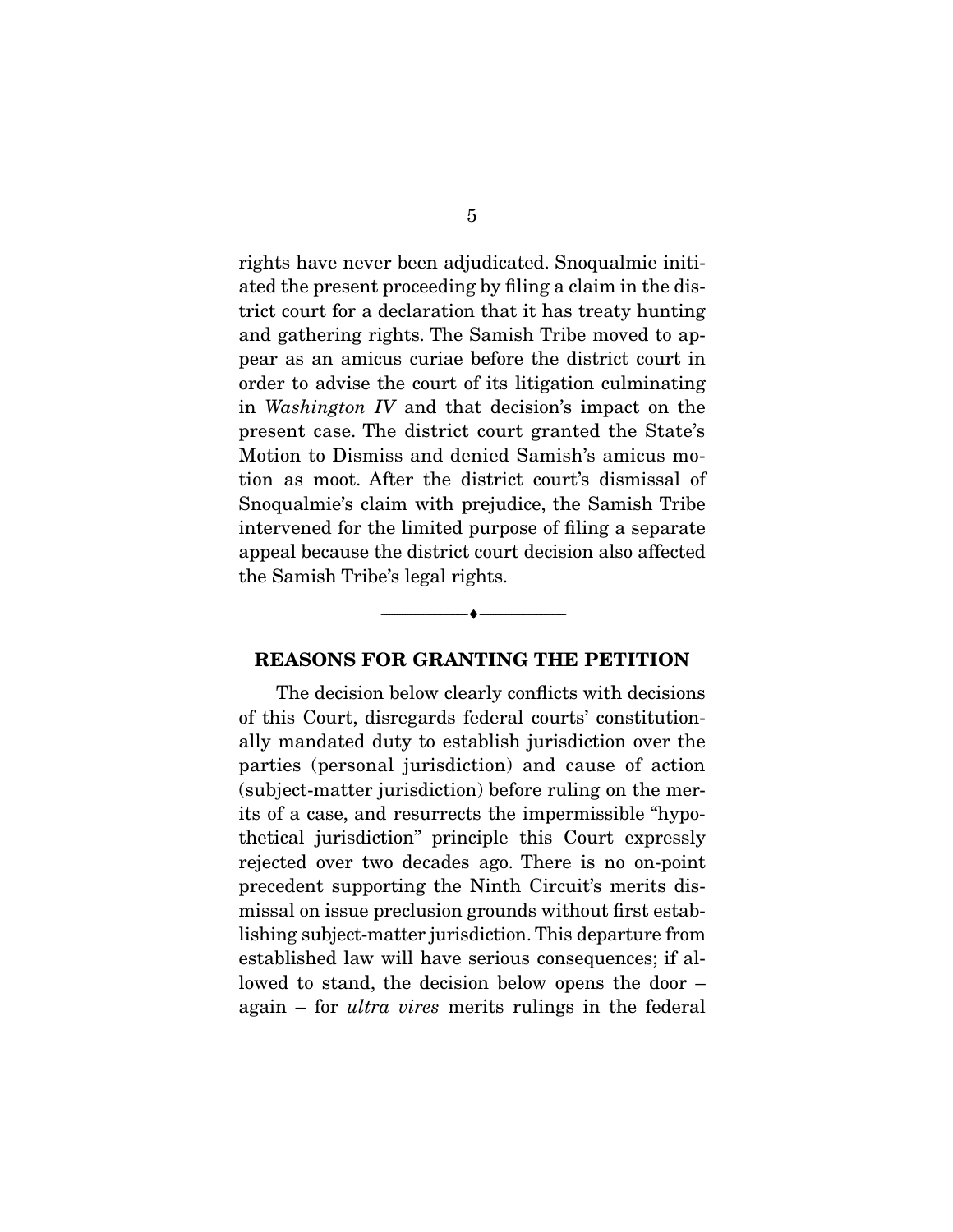rights have never been adjudicated. Snoqualmie initiated the present proceeding by filing a claim in the district court for a declaration that it has treaty hunting and gathering rights. The Samish Tribe moved to appear as an amicus curiae before the district court in order to advise the court of its litigation culminating in *Washington IV* and that decision's impact on the present case. The district court granted the State's Motion to Dismiss and denied Samish's amicus motion as moot. After the district court's dismissal of Snoqualmie's claim with prejudice, the Samish Tribe intervened for the limited purpose of filing a separate appeal because the district court decision also affected the Samish Tribe's legal rights.

---

## REASONS FOR GRANTING THE PETITION

The decision below clearly conflicts with decisions of this Court, disregards federal courts' constitutionally mandated duty to establish jurisdiction over the parties (personal jurisdiction) and cause of action (subject-matter jurisdiction) before ruling on the merits of a case, and resurrects the impermissible "hypothetical jurisdiction" principle this Court expressly rejected over two decades ago. There is no on-point precedent supporting the Ninth Circuit's merits dismissal on issue preclusion grounds without first establishing subject-matter jurisdiction. This departure from established law will have serious consequences; if allowed to stand, the decision below opens the door – again – for *ultra vires* merits rulings in the federal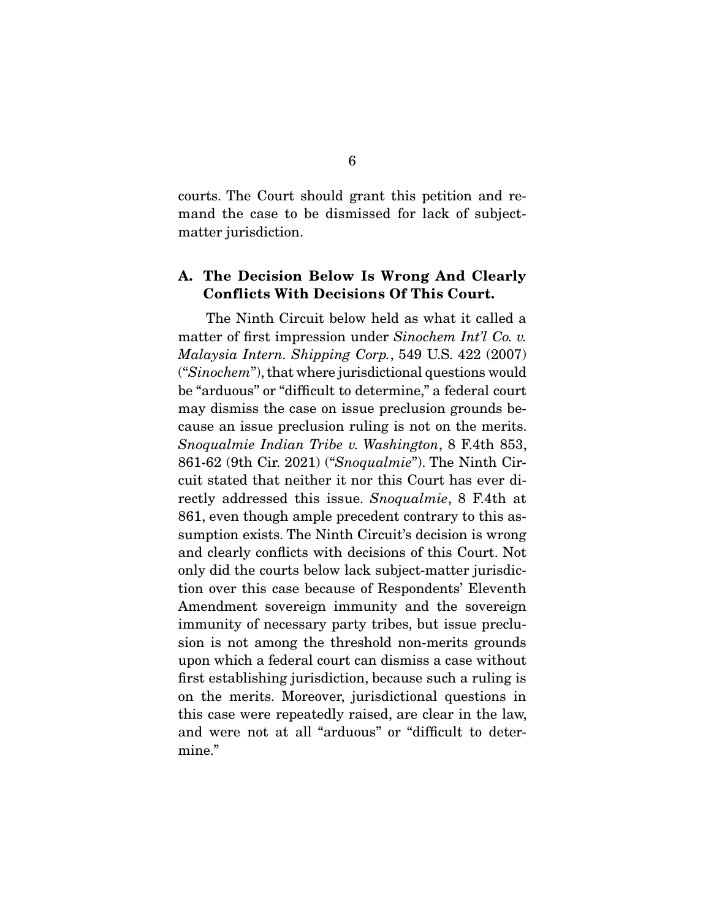courts. The Court should grant this petition and remand the case to be dismissed for lack of subject-matter jurisdiction.

### A. The Decision Below Is Wrong And Clearly Conflicts With Decisions Of This Court.

The Ninth Circuit below held as what it called a matter of first impression under *Sinochem Int'l Co. v. Malaysia Intern. Shipping Corp.*, 549 U.S. 422 (2007) ("*Sinochem*"), that where jurisdictional questions would be "arduous" or "difficult to determine," a federal court may dismiss the case on issue preclusion grounds because an issue preclusion ruling is not on the merits. *Snoqualmie Indian Tribe v. Washington*, 8 F.4th 853, 861-62 (9th Cir. 2021) ("*Snoqualmie*"). The Ninth Circuit stated that neither it nor this Court has ever directly addressed this issue. *Snoqualmie*, 8 F.4th at 861, even though ample precedent contrary to this assumption exists. The Ninth Circuit's decision is wrong and clearly conflicts with decisions of this Court. Not only did the courts below lack subject-matter jurisdiction over this case because of Respondents' Eleventh Amendment sovereign immunity and the sovereign immunity of necessary party tribes, but issue preclusion is not among the threshold non-merits grounds upon which a federal court can dismiss a case without first establishing jurisdiction, because such a ruling is on the merits. Moreover, jurisdictional questions in this case were repeatedly raised, are clear in the law, and were not at all "arduous" or "difficult to determine."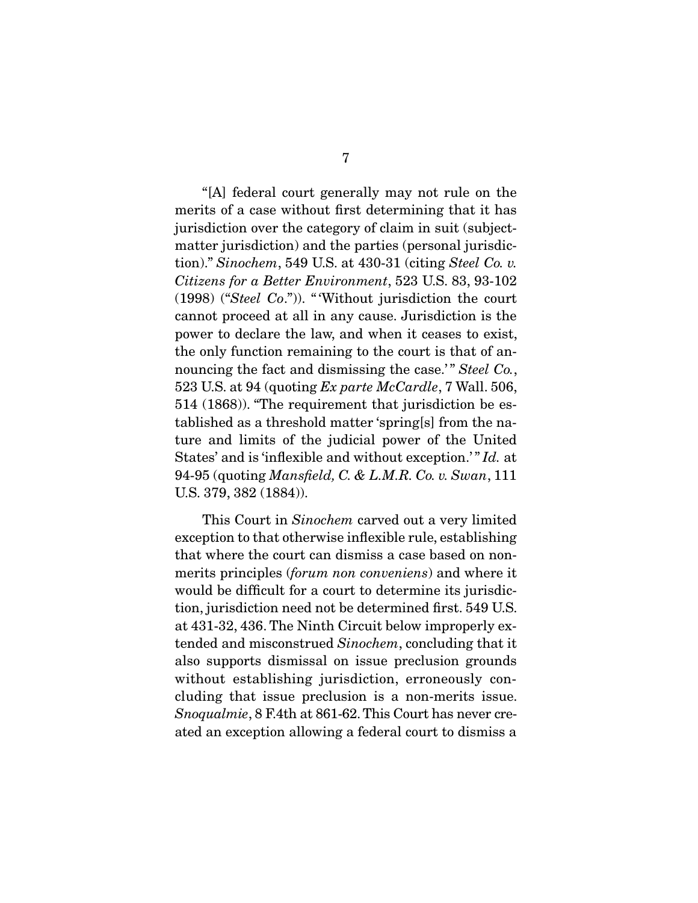"[A] federal court generally may not rule on the merits of a case without first determining that it has jurisdiction over the category of claim in suit (subject-matter jurisdiction) and the parties (personal jurisdiction)." *Sinochem*, 549 U.S. at 430-31 (citing *Steel Co. v. Citizens for a Better Environment*, 523 U.S. 83, 93-102 (1998) ("*Steel Co*.")). "'Without jurisdiction the court cannot proceed at all in any cause. Jurisdiction is the power to declare the law, and when it ceases to exist, the only function remaining to the court is that of announcing the fact and dismissing the case.'" *Steel Co.*, 523 U.S. at 94 (quoting *Ex parte McCardle*, 7 Wall. 506, 514 (1868)). "The requirement that jurisdiction be established as a threshold matter 'spring[s] from the nature and limits of the judicial power of the United States' and is 'inflexible and without exception.'" *Id.* at 94-95 (quoting *Mansfield, C. & L.M.R. Co. v. Swan*, 111 U.S. 379, 382 (1884)).

This Court in *Sinochem* carved out a very limited exception to that otherwise inflexible rule, establishing that where the court can dismiss a case based on non-merits principles (*forum non conveniens*) and where it would be difficult for a court to determine its jurisdiction, jurisdiction need not be determined first. 549 U.S. at 431-32, 436. The Ninth Circuit below improperly extended and misconstrued *Sinochem*, concluding that it also supports dismissal on issue preclusion grounds without establishing jurisdiction, erroneously concluding that issue preclusion is a non-merits issue. *Snoqualmie*, 8 F.4th at 861-62. This Court has never created an exception allowing a federal court to dismiss a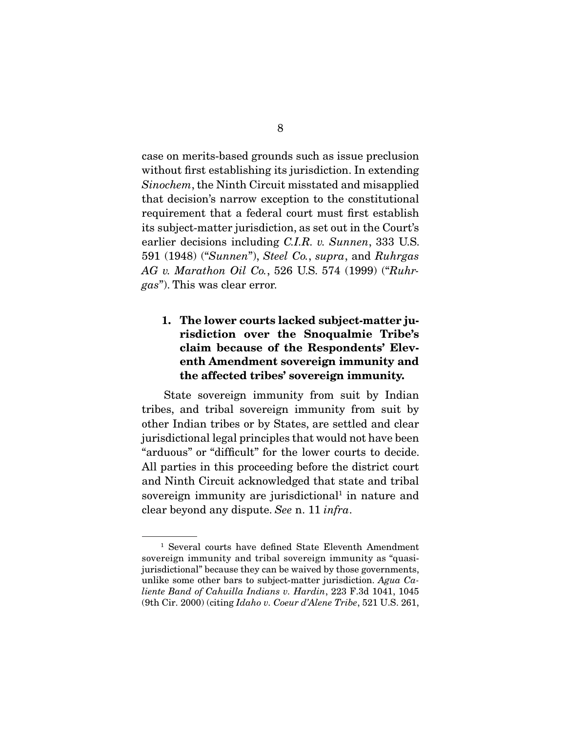case on merits-based grounds such as issue preclusion without first establishing its jurisdiction. In extending *Sinochem*, the Ninth Circuit misstated and misapplied that decision's narrow exception to the constitutional requirement that a federal court must first establish its subject-matter jurisdiction, as set out in the Court's earlier decisions including *C.I.R. v. Sunnen*, 333 U.S. 591 (1948) ("*Sunnen*"), *Steel Co.*, *supra*, and *Ruhrgas AG v. Marathon Oil Co.*, 526 U.S. 574 (1999) ("*Ruhrgas*"). This was clear error.

### 1. The lower courts lacked subject-matter jurisdiction over the Snoqualmie Tribe's claim because of the Respondents' Eleventh Amendment sovereign immunity and the affected tribes' sovereign immunity.

State sovereign immunity from suit by Indian tribes, and tribal sovereign immunity from suit by other Indian tribes or by States, are settled and clear jurisdictional legal principles that would not have been "arduous" or "difficult" for the lower courts to decide. All parties in this proceeding before the district court and Ninth Circuit acknowledged that state and tribal sovereign immunity are jurisdictional[1] in nature and clear beyond any dispute. *See* n. 11 *infra*.

---

[1] Several courts have defined State Eleventh Amendment sovereign immunity and tribal sovereign immunity as "quasi-jurisdictional" because they can be waived by those governments, unlike some other bars to subject-matter jurisdiction. *Agua Caliente Band of Cahuilla Indians v. Hardin*, 223 F.3d 1041, 1045 (9th Cir. 2000) (citing *Idaho v. Coeur d'Alene Tribe*, 521 U.S. 261,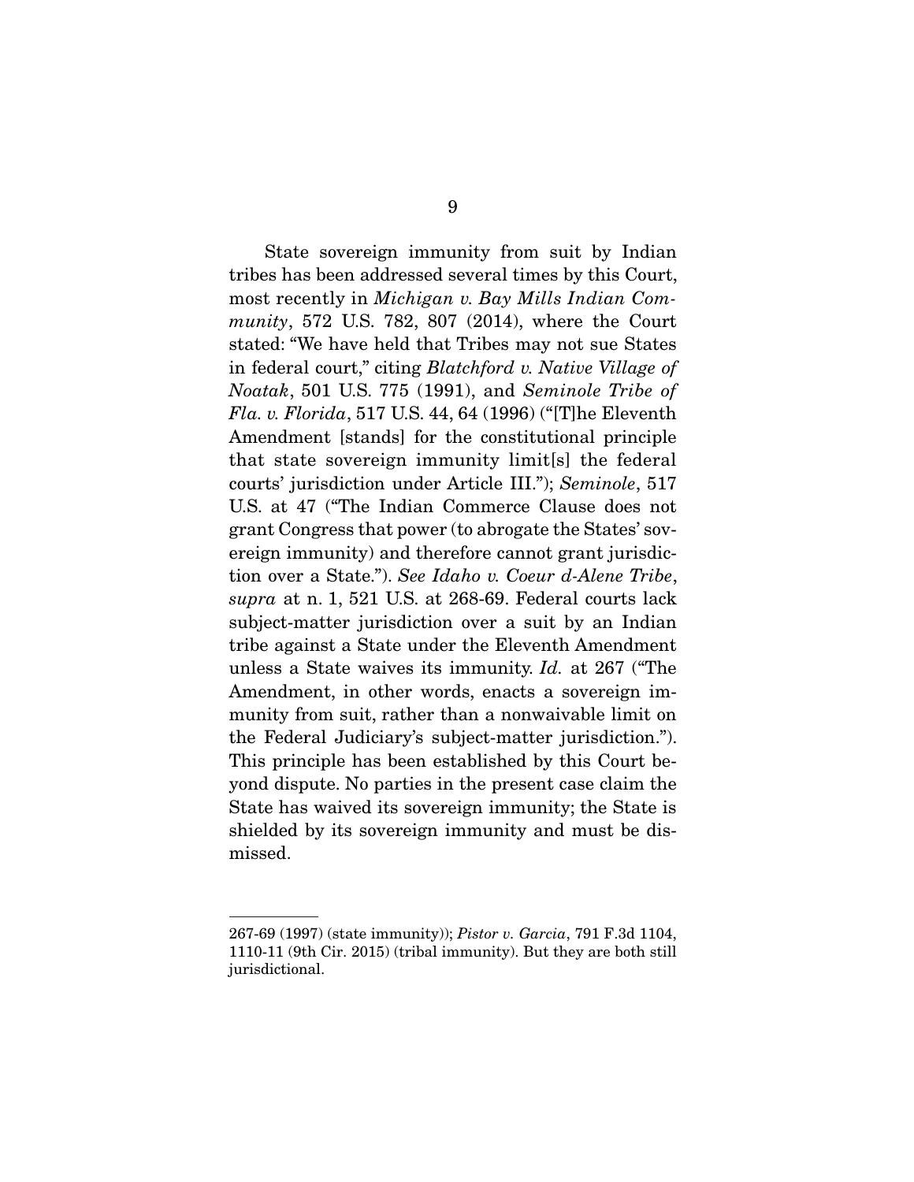State sovereign immunity from suit by Indian tribes has been addressed several times by this Court, most recently in *Michigan v. Bay Mills Indian Community*, 572 U.S. 782, 807 (2014), where the Court stated: "We have held that Tribes may not sue States in federal court," citing *Blatchford v. Native Village of Noatak*, 501 U.S. 775 (1991), and *Seminole Tribe of Fla. v. Florida*, 517 U.S. 44, 64 (1996) ("[T]he Eleventh Amendment [stands] for the constitutional principle that state sovereign immunity limit[s] the federal courts' jurisdiction under Article III."); *Seminole*, 517 U.S. at 47 ("The Indian Commerce Clause does not grant Congress that power (to abrogate the States' sovereign immunity) and therefore cannot grant jurisdiction over a State."). *See Idaho v. Coeur d-Alene Tribe*, *supra* at n. 1, 521 U.S. at 268-69. Federal courts lack subject-matter jurisdiction over a suit by an Indian tribe against a State under the Eleventh Amendment unless a State waives its immunity. *Id.* at 267 ("The Amendment, in other words, enacts a sovereign immunity from suit, rather than a nonwaivable limit on the Federal Judiciary's subject-matter jurisdiction."). This principle has been established by this Court beyond dispute. No parties in the present case claim the State has waived its sovereign immunity; the State is shielded by its sovereign immunity and must be dismissed.

---

267-69 (1997) (state immunity)); *Pistor v. Garcia*, 791 F.3d 1104, 1110-11 (9th Cir. 2015) (tribal immunity). But they are both still jurisdictional.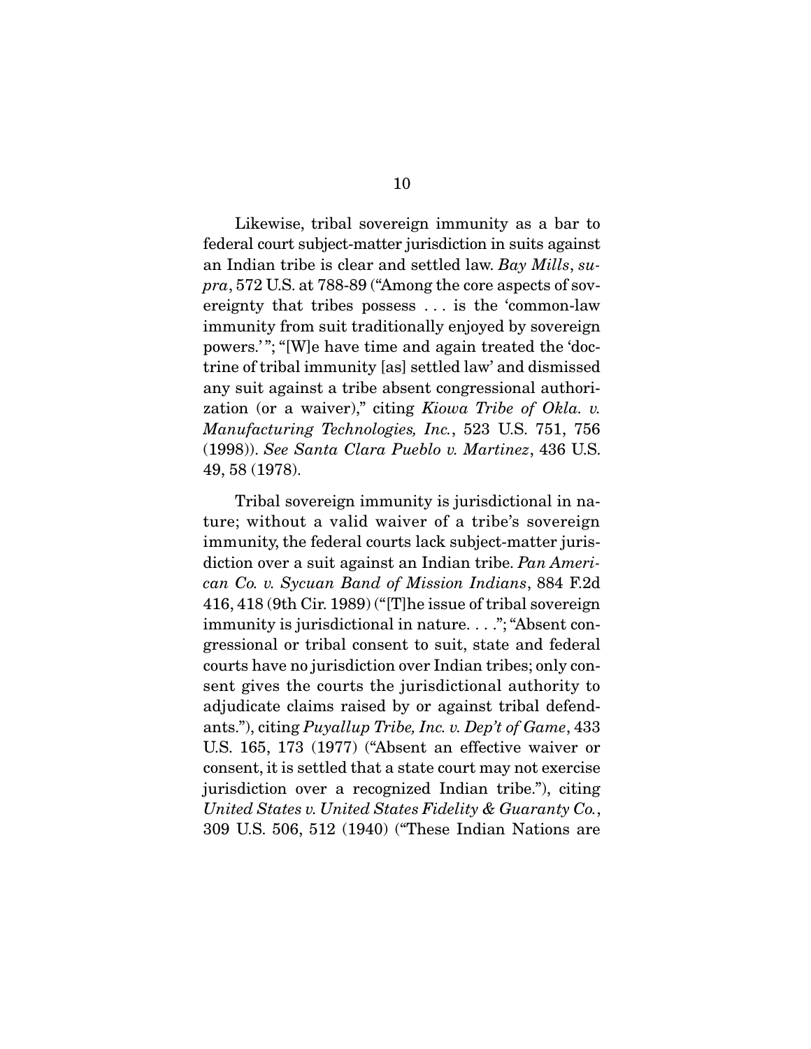Likewise, tribal sovereign immunity as a bar to federal court subject-matter jurisdiction in suits against an Indian tribe is clear and settled law. *Bay Mills*, *supra*, 572 U.S. at 788-89 ("Among the core aspects of sovereignty that tribes possess . . . is the 'common-law immunity from suit traditionally enjoyed by sovereign powers.' "; "[W]e have time and again treated the 'doctrine of tribal immunity [as] settled law' and dismissed any suit against a tribe absent congressional authorization (or a waiver)," citing *Kiowa Tribe of Okla. v. Manufacturing Technologies, Inc.*, 523 U.S. 751, 756 (1998)). *See Santa Clara Pueblo v. Martinez*, 436 U.S. 49, 58 (1978).

Tribal sovereign immunity is jurisdictional in nature; without a valid waiver of a tribe's sovereign immunity, the federal courts lack subject-matter jurisdiction over a suit against an Indian tribe. *Pan American Co. v. Sycuan Band of Mission Indians*, 884 F.2d 416, 418 (9th Cir. 1989) ("[T]he issue of tribal sovereign immunity is jurisdictional in nature. . . ."; "Absent congressional or tribal consent to suit, state and federal courts have no jurisdiction over Indian tribes; only consent gives the courts the jurisdictional authority to adjudicate claims raised by or against tribal defendants."), citing *Puyallup Tribe, Inc. v. Dep't of Game*, 433 U.S. 165, 173 (1977) ("Absent an effective waiver or consent, it is settled that a state court may not exercise jurisdiction over a recognized Indian tribe."), citing *United States v. United States Fidelity & Guaranty Co.*, 309 U.S. 506, 512 (1940) ("These Indian Nations are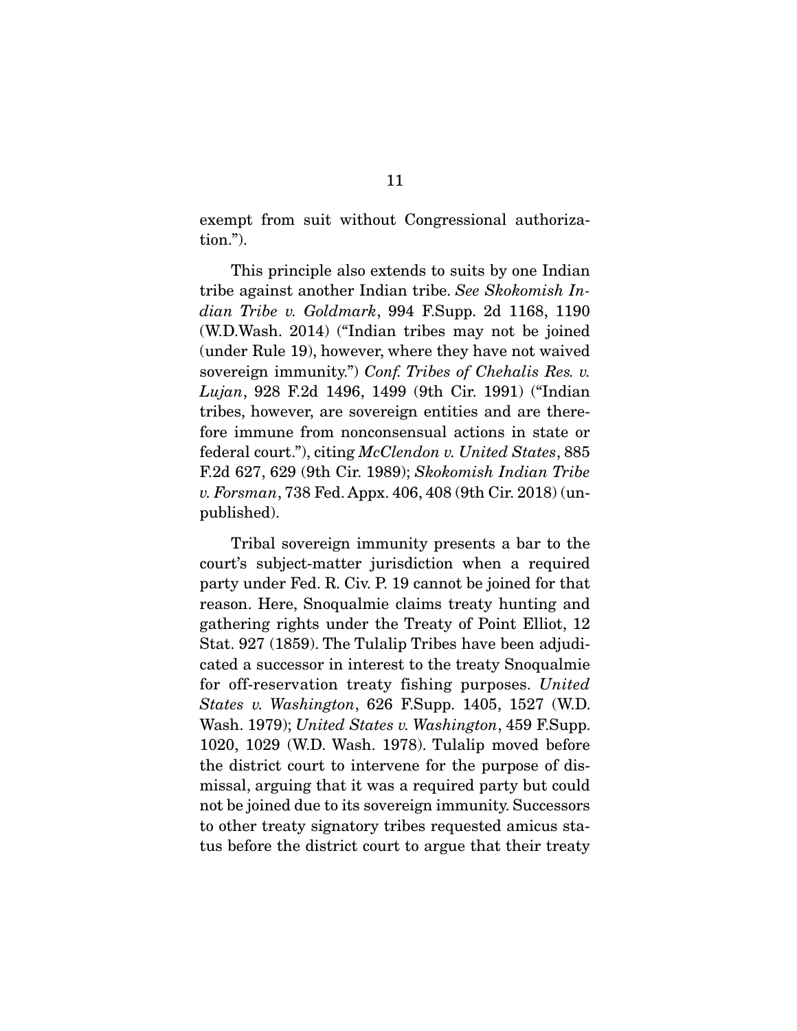exempt from suit without Congressional authorization.").

This principle also extends to suits by one Indian tribe against another Indian tribe. *See Skokomish Indian Tribe v. Goldmark*, 994 F.Supp. 2d 1168, 1190 (W.D.Wash. 2014) ("Indian tribes may not be joined (under Rule 19), however, where they have not waived sovereign immunity.") *Conf. Tribes of Chehalis Res. v. Lujan*, 928 F.2d 1496, 1499 (9th Cir. 1991) ("Indian tribes, however, are sovereign entities and are therefore immune from nonconsensual actions in state or federal court."), citing *McClendon v. United States*, 885 F.2d 627, 629 (9th Cir. 1989); *Skokomish Indian Tribe v. Forsman*, 738 Fed. Appx. 406, 408 (9th Cir. 2018) (unpublished).

Tribal sovereign immunity presents a bar to the court's subject-matter jurisdiction when a required party under Fed. R. Civ. P. 19 cannot be joined for that reason. Here, Snoqualmie claims treaty hunting and gathering rights under the Treaty of Point Elliot, 12 Stat. 927 (1859). The Tulalip Tribes have been adjudicated a successor in interest to the treaty Snoqualmie for off-reservation treaty fishing purposes. *United States v. Washington*, 626 F.Supp. 1405, 1527 (W.D. Wash. 1979); *United States v. Washington*, 459 F.Supp. 1020, 1029 (W.D. Wash. 1978). Tulalip moved before the district court to intervene for the purpose of dismissal, arguing that it was a required party but could not be joined due to its sovereign immunity. Successors to other treaty signatory tribes requested amicus status before the district court to argue that their treaty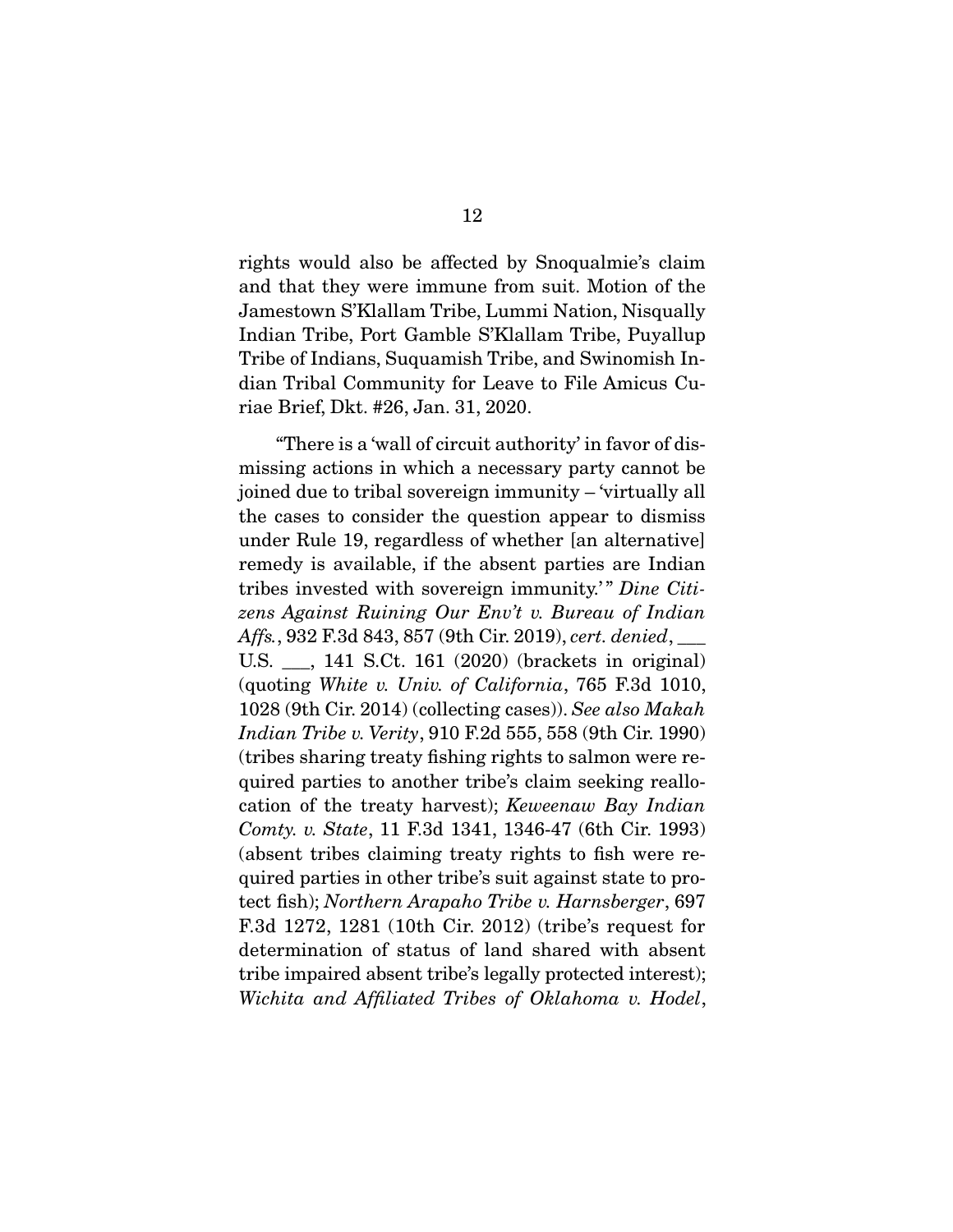rights would also be affected by Snoqualmie's claim and that they were immune from suit. Motion of the Jamestown S'Klallam Tribe, Lummi Nation, Nisqually Indian Tribe, Port Gamble S'Klallam Tribe, Puyallup Tribe of Indians, Suquamish Tribe, and Swinomish Indian Tribal Community for Leave to File Amicus Curiae Brief, Dkt. #26, Jan. 31, 2020.

"There is a 'wall of circuit authority' in favor of dismissing actions in which a necessary party cannot be joined due to tribal sovereign immunity – 'virtually all the cases to consider the question appear to dismiss under Rule 19, regardless of whether [an alternative] remedy is available, if the absent parties are Indian tribes invested with sovereign immunity.'" *Dine Citizens Against Ruining Our Env't v. Bureau of Indian Affs.*, 932 F.3d 843, 857 (9th Cir. 2019), *cert. denied*, ___ U.S. ___, 141 S.Ct. 161 (2020) (brackets in original) (quoting *White v. Univ. of California*, 765 F.3d 1010, 1028 (9th Cir. 2014) (collecting cases)). *See also Makah Indian Tribe v. Verity*, 910 F.2d 555, 558 (9th Cir. 1990) (tribes sharing treaty fishing rights to salmon were required parties to another tribe's claim seeking reallocation of the treaty harvest); *Keweenaw Bay Indian Comty. v. State*, 11 F.3d 1341, 1346-47 (6th Cir. 1993) (absent tribes claiming treaty rights to fish were required parties in other tribe's suit against state to protect fish); *Northern Arapaho Tribe v. Harnsberger*, 697 F.3d 1272, 1281 (10th Cir. 2012) (tribe's request for determination of status of land shared with absent tribe impaired absent tribe's legally protected interest); *Wichita and Affiliated Tribes of Oklahoma v. Hodel*,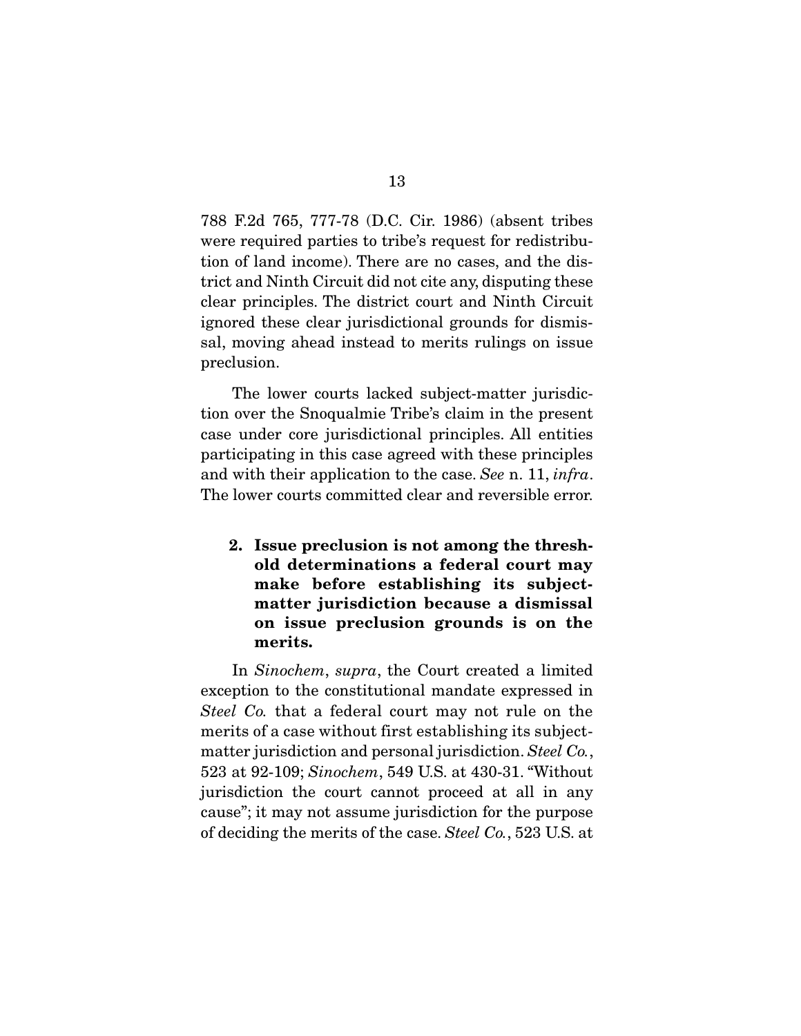788 F.2d 765, 777-78 (D.C. Cir. 1986) (absent tribes were required parties to tribe's request for redistribution of land income). There are no cases, and the district and Ninth Circuit did not cite any, disputing these clear principles. The district court and Ninth Circuit ignored these clear jurisdictional grounds for dismissal, moving ahead instead to merits rulings on issue preclusion.

The lower courts lacked subject-matter jurisdiction over the Snoqualmie Tribe's claim in the present case under core jurisdictional principles. All entities participating in this case agreed with these principles and with their application to the case. *See* n. 11, *infra*. The lower courts committed clear and reversible error.

**2. Issue preclusion is not among the threshold determinations a federal court may make before establishing its subject-matter jurisdiction because a dismissal on issue preclusion grounds is on the merits.**

In *Sinochem*, *supra*, the Court created a limited exception to the constitutional mandate expressed in *Steel Co.* that a federal court may not rule on the merits of a case without first establishing its subject-matter jurisdiction and personal jurisdiction. *Steel Co.*, 523 at 92-109; *Sinochem*, 549 U.S. at 430-31. "Without jurisdiction the court cannot proceed at all in any cause"; it may not assume jurisdiction for the purpose of deciding the merits of the case. *Steel Co.*, 523 U.S. at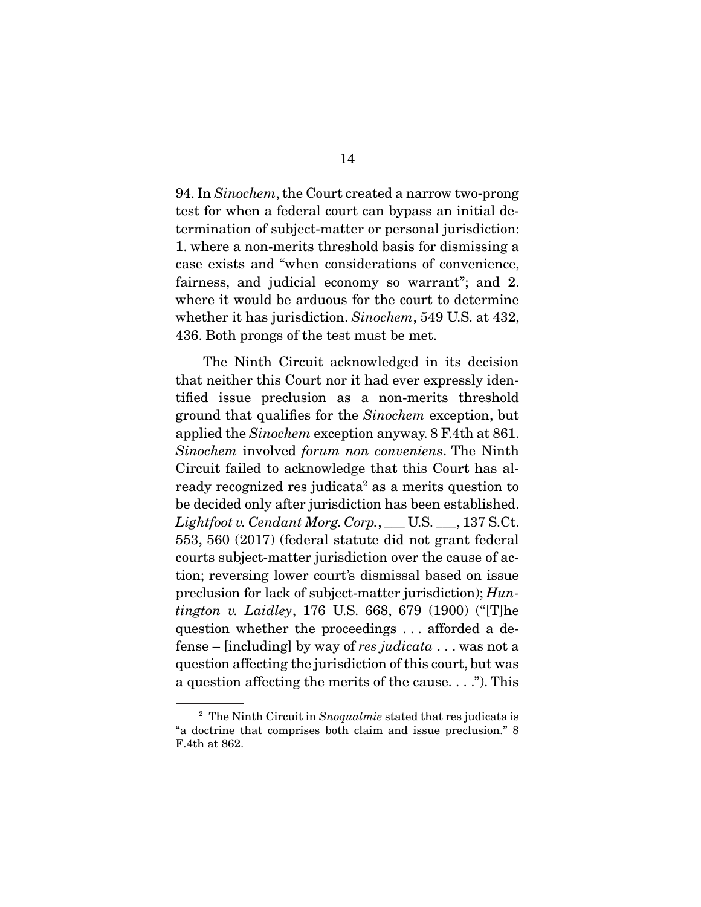94. In *Sinochem*, the Court created a narrow two-prong test for when a federal court can bypass an initial determination of subject-matter or personal jurisdiction: 1. where a non-merits threshold basis for dismissing a case exists and "when considerations of convenience, fairness, and judicial economy so warrant"; and 2. where it would be arduous for the court to determine whether it has jurisdiction. *Sinochem*, 549 U.S. at 432, 436. Both prongs of the test must be met.

The Ninth Circuit acknowledged in its decision that neither this Court nor it had ever expressly identified issue preclusion as a non-merits threshold ground that qualifies for the *Sinochem* exception, but applied the *Sinochem* exception anyway. 8 F.4th at 861. *Sinochem* involved *forum non conveniens*. The Ninth Circuit failed to acknowledge that this Court has already recognized res judicata[2] as a merits question to be decided only after jurisdiction has been established. *Lightfoot v. Cendant Morg. Corp.*, ___ U.S. ___, 137 S.Ct. 553, 560 (2017) (federal statute did not grant federal courts subject-matter jurisdiction over the cause of action; reversing lower court's dismissal based on issue preclusion for lack of subject-matter jurisdiction); *Huntington v. Laidley*, 176 U.S. 668, 679 (1900) ("[T]he question whether the proceedings . . . afforded a defense – [including] by way of *res judicata* . . . was not a question affecting the jurisdiction of this court, but was a question affecting the merits of the cause. . . ."). This

[2] The Ninth Circuit in *Snoqualmie* stated that res judicata is "a doctrine that comprises both claim and issue preclusion." 8 F.4th at 862.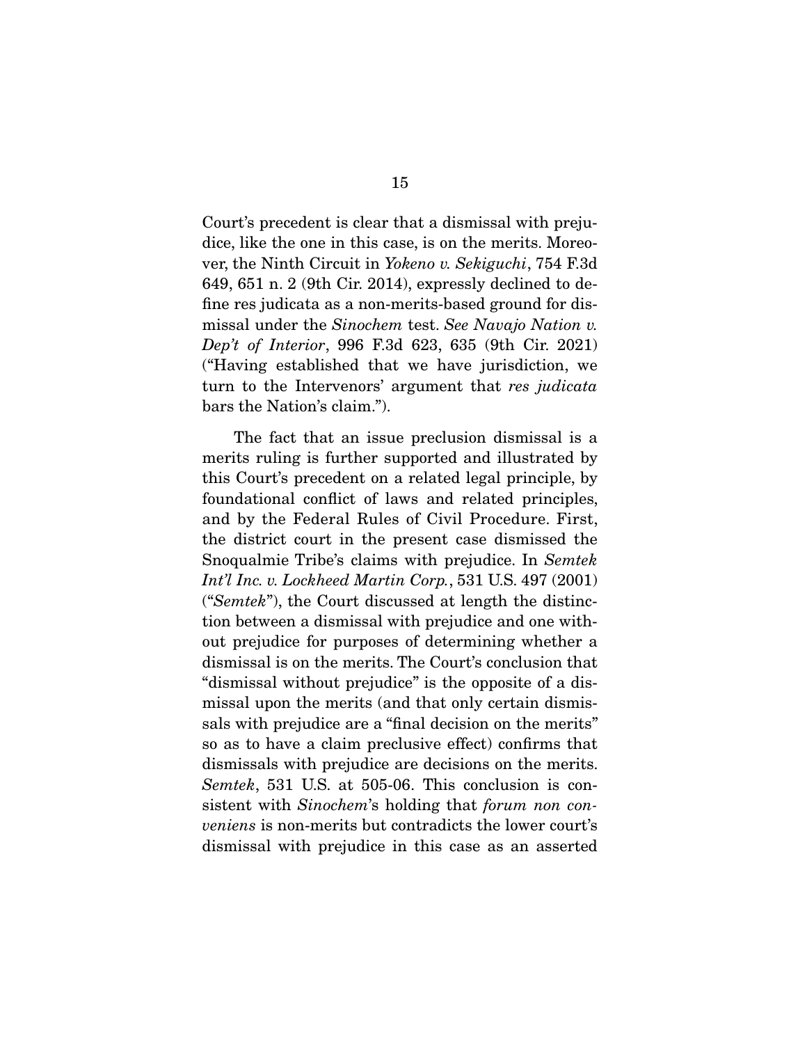Court's precedent is clear that a dismissal with prejudice, like the one in this case, is on the merits. Moreover, the Ninth Circuit in *Yokeno v. Sekiguchi*, 754 F.3d 649, 651 n. 2 (9th Cir. 2014), expressly declined to define res judicata as a non-merits-based ground for dismissal under the *Sinochem* test. *See Navajo Nation v. Dep't of Interior*, 996 F.3d 623, 635 (9th Cir. 2021) ("Having established that we have jurisdiction, we turn to the Intervenors' argument that *res judicata* bars the Nation's claim.").

The fact that an issue preclusion dismissal is a merits ruling is further supported and illustrated by this Court's precedent on a related legal principle, by foundational conflict of laws and related principles, and by the Federal Rules of Civil Procedure. First, the district court in the present case dismissed the Snoqualmie Tribe's claims with prejudice. In *Semtek Int'l Inc. v. Lockheed Martin Corp.*, 531 U.S. 497 (2001) ("*Semtek*"), the Court discussed at length the distinction between a dismissal with prejudice and one without prejudice for purposes of determining whether a dismissal is on the merits. The Court's conclusion that "dismissal without prejudice" is the opposite of a dismissal upon the merits (and that only certain dismissals with prejudice are a "final decision on the merits" so as to have a claim preclusive effect) confirms that dismissals with prejudice are decisions on the merits. *Semtek*, 531 U.S. at 505-06. This conclusion is consistent with *Sinochem*'s holding that *forum non conveniens* is non-merits but contradicts the lower court's dismissal with prejudice in this case as an asserted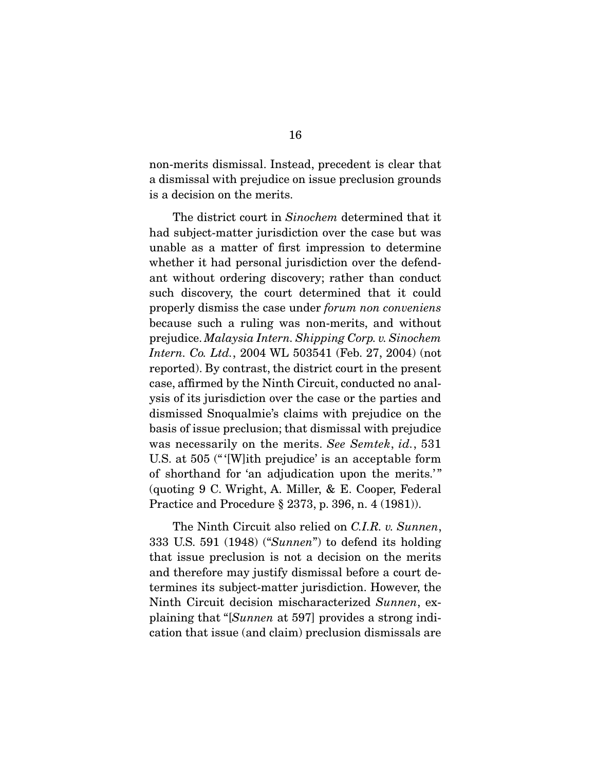non-merits dismissal. Instead, precedent is clear that a dismissal with prejudice on issue preclusion grounds is a decision on the merits.

The district court in *Sinochem* determined that it had subject-matter jurisdiction over the case but was unable as a matter of first impression to determine whether it had personal jurisdiction over the defendant without ordering discovery; rather than conduct such discovery, the court determined that it could properly dismiss the case under *forum non conveniens* because such a ruling was non-merits, and without prejudice. *Malaysia Intern. Shipping Corp. v. Sinochem Intern. Co. Ltd.*, 2004 WL 503541 (Feb. 27, 2004) (not reported). By contrast, the district court in the present case, affirmed by the Ninth Circuit, conducted no analysis of its jurisdiction over the case or the parties and dismissed Snoqualmie's claims with prejudice on the basis of issue preclusion; that dismissal with prejudice was necessarily on the merits. *See Semtek*, *id.*, 531 U.S. at 505 ("'[W]ith prejudice' is an acceptable form of shorthand for 'an adjudication upon the merits.'" (quoting 9 C. Wright, A. Miller, & E. Cooper, Federal Practice and Procedure § 2373, p. 396, n. 4 (1981)).

The Ninth Circuit also relied on *C.I.R. v. Sunnen*, 333 U.S. 591 (1948) ("*Sunnen*") to defend its holding that issue preclusion is not a decision on the merits and therefore may justify dismissal before a court determines its subject-matter jurisdiction. However, the Ninth Circuit decision mischaracterized *Sunnen*, explaining that "[*Sunnen* at 597] provides a strong indication that issue (and claim) preclusion dismissals are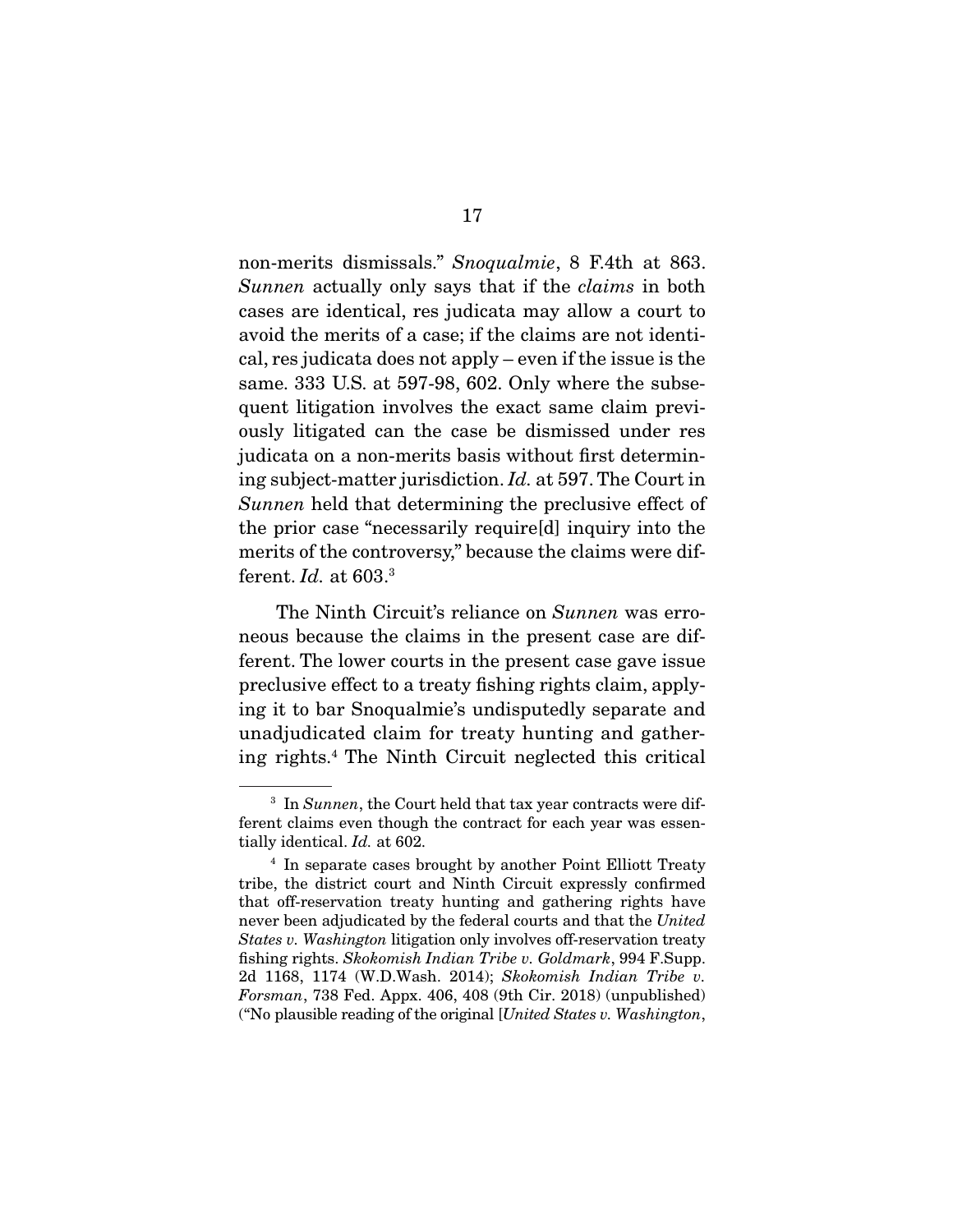non-merits dismissals." *Snoqualmie*, 8 F.4th at 863. *Sunnen* actually only says that if the *claims* in both cases are identical, res judicata may allow a court to avoid the merits of a case; if the claims are not identical, res judicata does not apply – even if the issue is the same. 333 U.S. at 597-98, 602. Only where the subsequent litigation involves the exact same claim previously litigated can the case be dismissed under res judicata on a non-merits basis without first determining subject-matter jurisdiction. *Id.* at 597. The Court in *Sunnen* held that determining the preclusive effect of the prior case "necessarily require[d] inquiry into the merits of the controversy," because the claims were different. *Id.* at 603.[3]

The Ninth Circuit's reliance on *Sunnen* was erroneous because the claims in the present case are different. The lower courts in the present case gave issue preclusive effect to a treaty fishing rights claim, applying it to bar Snoqualmie's undisputedly separate and unadjudicated claim for treaty hunting and gathering rights.[4] The Ninth Circuit neglected this critical

---

[3] In *Sunnen*, the Court held that tax year contracts were different claims even though the contract for each year was essentially identical. *Id.* at 602.

[4] In separate cases brought by another Point Elliott Treaty tribe, the district court and Ninth Circuit expressly confirmed that off-reservation treaty hunting and gathering rights have never been adjudicated by the federal courts and that the *United States v. Washington* litigation only involves off-reservation treaty fishing rights. *Skokomish Indian Tribe v. Goldmark*, 994 F.Supp. 2d 1168, 1174 (W.D.Wash. 2014); *Skokomish Indian Tribe v. Forsman*, 738 Fed. Appx. 406, 408 (9th Cir. 2018) (unpublished) ("No plausible reading of the original [*United States v. Washington*,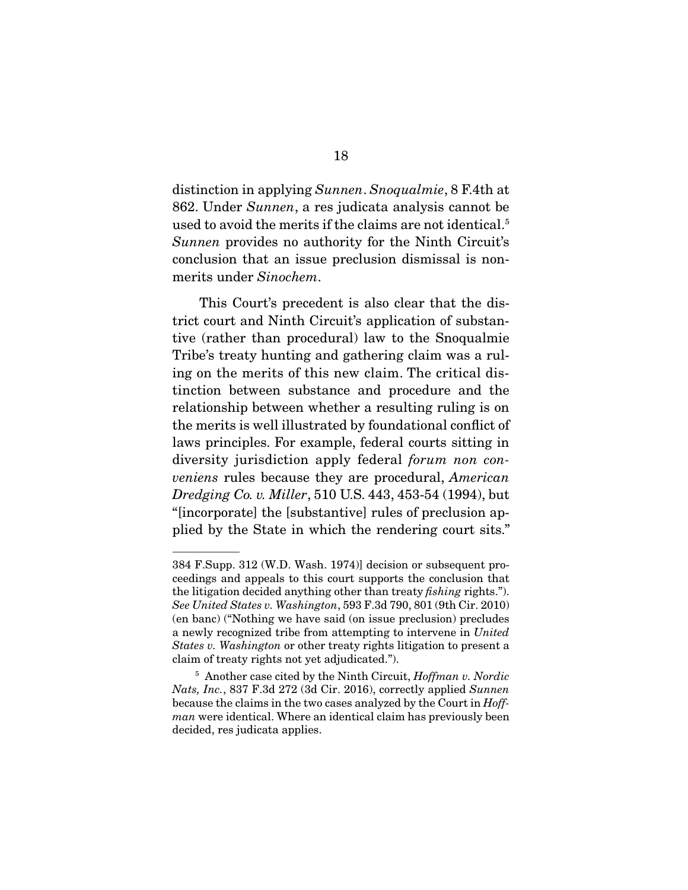distinction in applying *Sunnen*. *Snoqualmie*, 8 F.4th at 862. Under *Sunnen*, a res judicata analysis cannot be used to avoid the merits if the claims are not identical.[5] *Sunnen* provides no authority for the Ninth Circuit's conclusion that an issue preclusion dismissal is non-merits under *Sinochem*.

This Court's precedent is also clear that the district court and Ninth Circuit's application of substantive (rather than procedural) law to the Snoqualmie Tribe's treaty hunting and gathering claim was a ruling on the merits of this new claim. The critical distinction between substance and procedure and the relationship between whether a resulting ruling is on the merits is well illustrated by foundational conflict of laws principles. For example, federal courts sitting in diversity jurisdiction apply federal *forum non conveniens* rules because they are procedural, *American Dredging Co. v. Miller*, 510 U.S. 443, 453-54 (1994), but "[incorporate] the [substantive] rules of preclusion applied by the State in which the rendering court sits."

---

384 F.Supp. 312 (W.D. Wash. 1974)] decision or subsequent proceedings and appeals to this court supports the conclusion that the litigation decided anything other than treaty *fishing* rights."). *See United States v. Washington*, 593 F.3d 790, 801 (9th Cir. 2010) (en banc) ("Nothing we have said (on issue preclusion) precludes a newly recognized tribe from attempting to intervene in *United States v. Washington* or other treaty rights litigation to present a claim of treaty rights not yet adjudicated.").

[5] Another case cited by the Ninth Circuit, *Hoffman v. Nordic Nats, Inc.*, 837 F.3d 272 (3d Cir. 2016), correctly applied *Sunnen* because the claims in the two cases analyzed by the Court in *Hoffman* were identical. Where an identical claim has previously been decided, res judicata applies.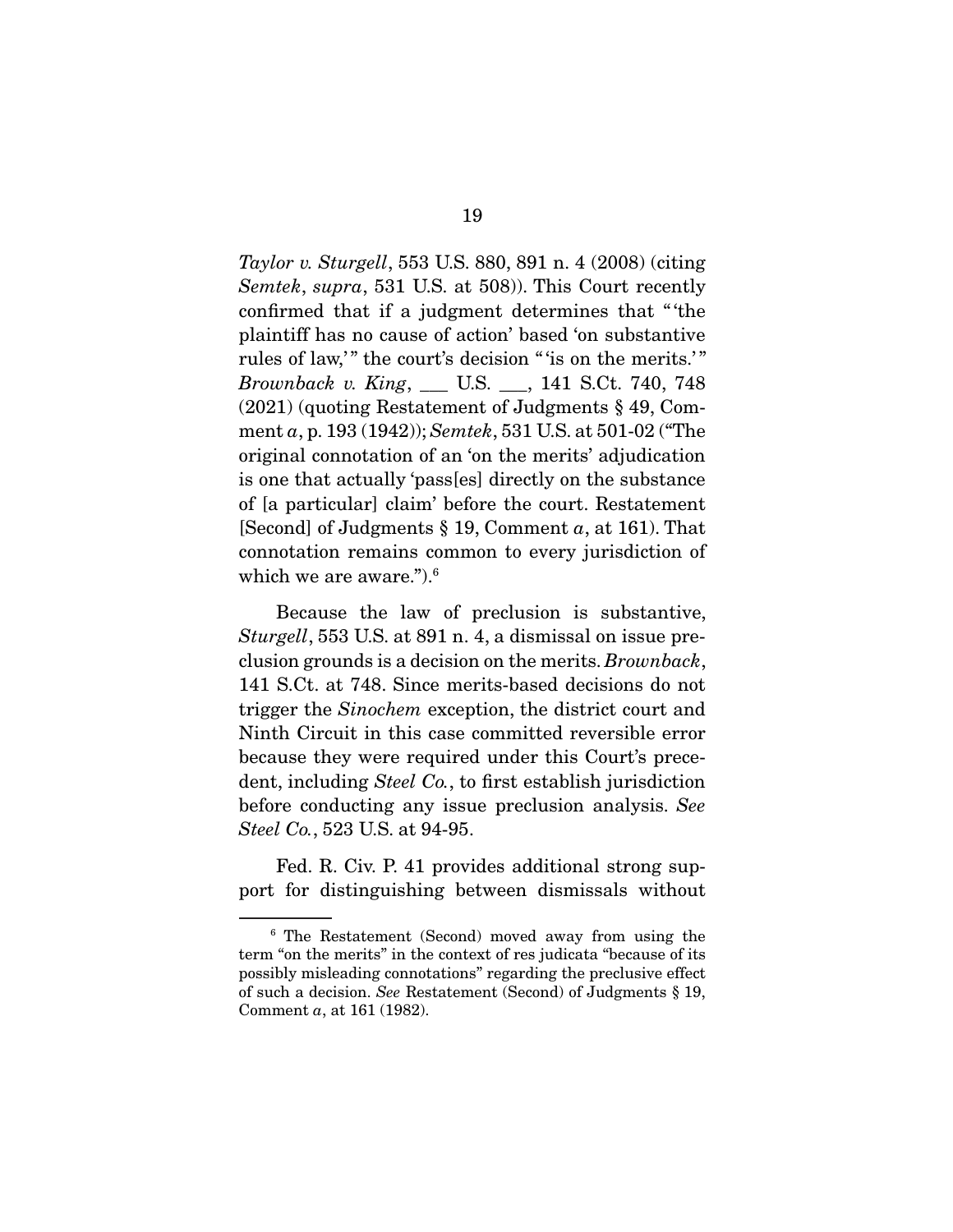*Taylor v. Sturgell*, 553 U.S. 880, 891 n. 4 (2008) (citing *Semtek*, *supra*, 531 U.S. at 508)). This Court recently confirmed that if a judgment determines that "'the plaintiff has no cause of action' based 'on substantive rules of law,'" the court's decision "'is on the merits.'" *Brownback v. King*, ___ U.S. ___, 141 S.Ct. 740, 748 (2021) (quoting Restatement of Judgments § 49, Comment *a*, p. 193 (1942)); *Semtek*, 531 U.S. at 501-02 ("The original connotation of an 'on the merits' adjudication is one that actually 'pass[es] directly on the substance of [a particular] claim' before the court. Restatement [Second] of Judgments § 19, Comment *a*, at 161). That connotation remains common to every jurisdiction of which we are aware.").[6]

Because the law of preclusion is substantive, *Sturgell*, 553 U.S. at 891 n. 4, a dismissal on issue preclusion grounds is a decision on the merits. *Brownback*, 141 S.Ct. at 748. Since merits-based decisions do not trigger the *Sinochem* exception, the district court and Ninth Circuit in this case committed reversible error because they were required under this Court's precedent, including *Steel Co.*, to first establish jurisdiction before conducting any issue preclusion analysis. *See Steel Co.*, 523 U.S. at 94-95.

Fed. R. Civ. P. 41 provides additional strong support for distinguishing between dismissals without

[6] The Restatement (Second) moved away from using the term "on the merits" in the context of res judicata "because of its possibly misleading connotations" regarding the preclusive effect of such a decision. *See* Restatement (Second) of Judgments § 19, Comment *a*, at 161 (1982).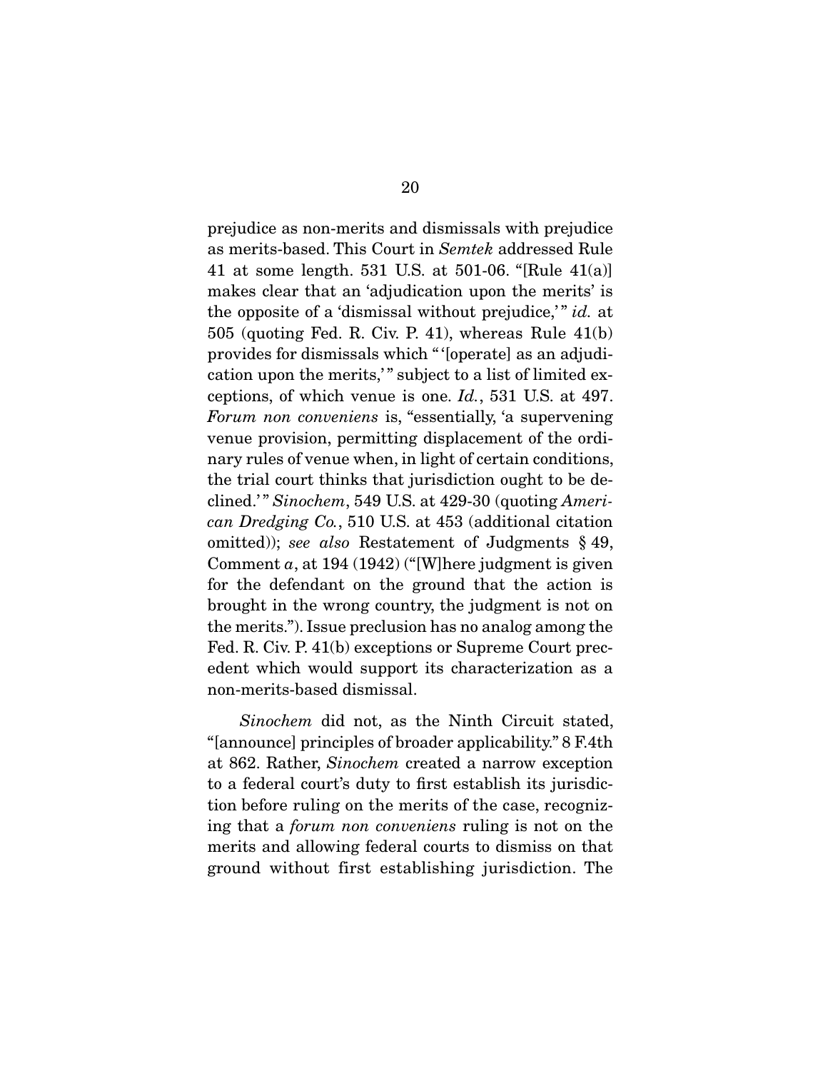prejudice as non-merits and dismissals with prejudice as merits-based. This Court in *Semtek* addressed Rule 41 at some length. 531 U.S. at 501-06. "[Rule 41(a)] makes clear that an 'adjudication upon the merits' is the opposite of a 'dismissal without prejudice,'" *id.* at 505 (quoting Fed. R. Civ. P. 41), whereas Rule 41(b) provides for dismissals which "'[operate] as an adjudication upon the merits,'" subject to a list of limited exceptions, of which venue is one. *Id.*, 531 U.S. at 497. *Forum non conveniens* is, "essentially, 'a supervening venue provision, permitting displacement of the ordinary rules of venue when, in light of certain conditions, the trial court thinks that jurisdiction ought to be declined.'" *Sinochem*, 549 U.S. at 429-30 (quoting *American Dredging Co.*, 510 U.S. at 453 (additional citation omitted)); *see also* Restatement of Judgments § 49, Comment *a*, at 194 (1942) ("[W]here judgment is given for the defendant on the ground that the action is brought in the wrong country, the judgment is not on the merits."). Issue preclusion has no analog among the Fed. R. Civ. P. 41(b) exceptions or Supreme Court precedent which would support its characterization as a non-merits-based dismissal.

*Sinochem* did not, as the Ninth Circuit stated, "[announce] principles of broader applicability." 8 F.4th at 862. Rather, *Sinochem* created a narrow exception to a federal court's duty to first establish its jurisdiction before ruling on the merits of the case, recognizing that a *forum non conveniens* ruling is not on the merits and allowing federal courts to dismiss on that ground without first establishing jurisdiction. The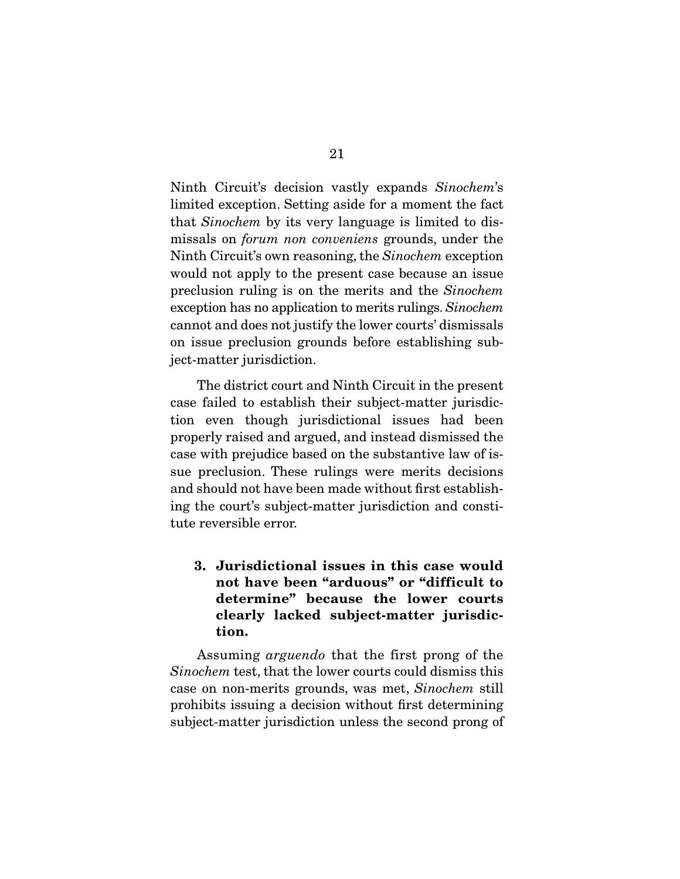Ninth Circuit's decision vastly expands *Sinochem*'s limited exception. Setting aside for a moment the fact that *Sinochem* by its very language is limited to dismissals on *forum non conveniens* grounds, under the Ninth Circuit's own reasoning, the *Sinochem* exception would not apply to the present case because an issue preclusion ruling is on the merits and the *Sinochem* exception has no application to merits rulings. *Sinochem* cannot and does not justify the lower courts' dismissals on issue preclusion grounds before establishing subject-matter jurisdiction.

The district court and Ninth Circuit in the present case failed to establish their subject-matter jurisdiction even though jurisdictional issues had been properly raised and argued, and instead dismissed the case with prejudice based on the substantive law of issue preclusion. These rulings were merits decisions and should not have been made without first establishing the court's subject-matter jurisdiction and constitute reversible error.

**3. Jurisdictional issues in this case would not have been "arduous" or "difficult to determine" because the lower courts clearly lacked subject-matter jurisdiction.**

Assuming *arguendo* that the first prong of the *Sinochem* test, that the lower courts could dismiss this case on non-merits grounds, was met, *Sinochem* still prohibits issuing a decision without first determining subject-matter jurisdiction unless the second prong of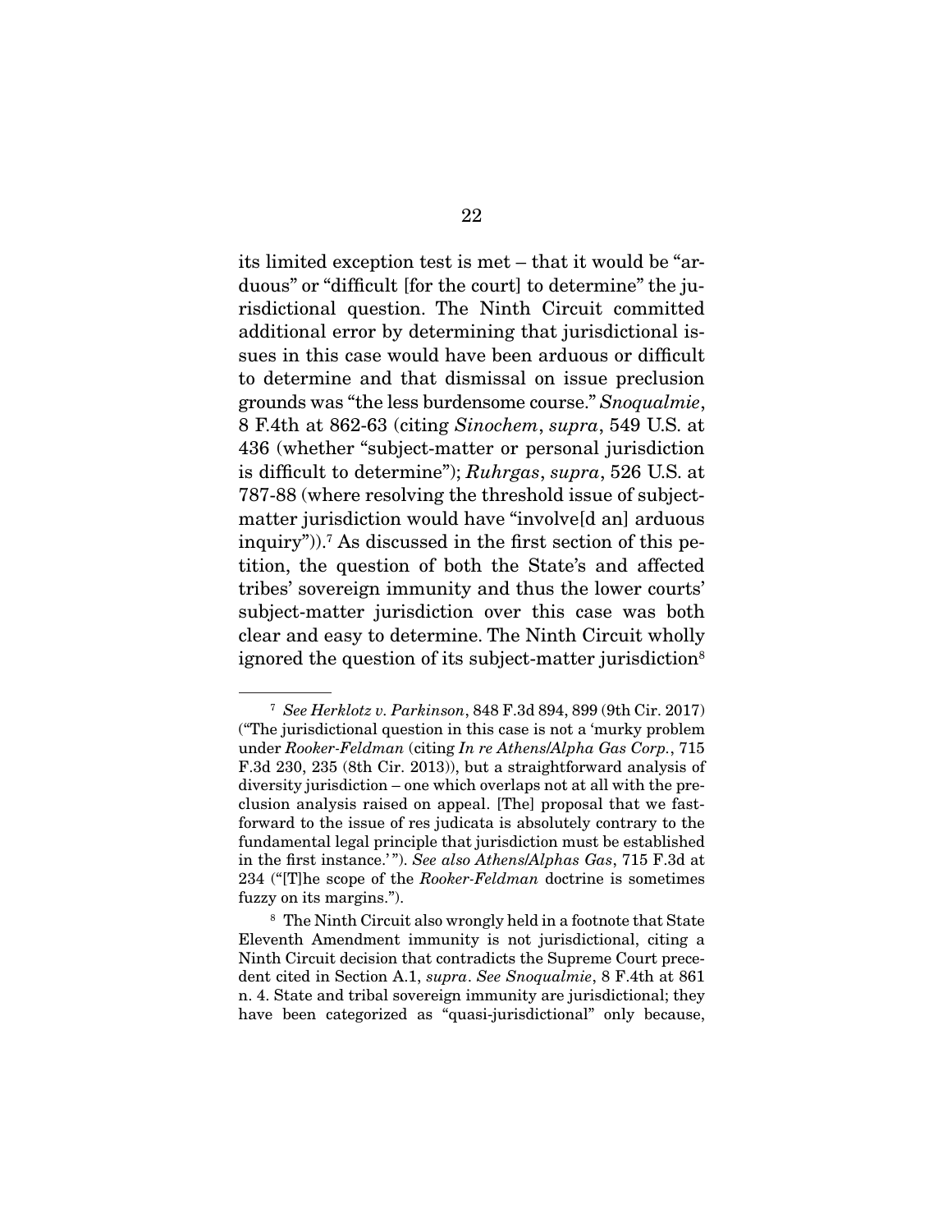its limited exception test is met – that it would be "arduous" or "difficult [for the court] to determine" the jurisdictional question. The Ninth Circuit committed additional error by determining that jurisdictional issues in this case would have been arduous or difficult to determine and that dismissal on issue preclusion grounds was "the less burdensome course." *Snoqualmie*, 8 F.4th at 862-63 (citing *Sinochem*, *supra*, 549 U.S. at 436 (whether "subject-matter or personal jurisdiction is difficult to determine"); *Ruhrgas*, *supra*, 526 U.S. at 787-88 (where resolving the threshold issue of subject-matter jurisdiction would have "involve[d an] arduous inquiry")).[7] As discussed in the first section of this petition, the question of both the State's and affected tribes' sovereign immunity and thus the lower courts' subject-matter jurisdiction over this case was both clear and easy to determine. The Ninth Circuit wholly ignored the question of its subject-matter jurisdiction[8]

---

[7] *See Herklotz v. Parkinson*, 848 F.3d 894, 899 (9th Cir. 2017) ("The jurisdictional question in this case is not a 'murky problem under *Rooker-Feldman* (citing *In re Athens/Alpha Gas Corp.*, 715 F.3d 230, 235 (8th Cir. 2013)), but a straightforward analysis of diversity jurisdiction – one which overlaps not at all with the preclusion analysis raised on appeal. [The] proposal that we fast-forward to the issue of res judicata is absolutely contrary to the fundamental legal principle that jurisdiction must be established in the first instance.'"). *See also Athens/Alphas Gas*, 715 F.3d at 234 ("[T]he scope of the *Rooker-Feldman* doctrine is sometimes fuzzy on its margins.").

[8] The Ninth Circuit also wrongly held in a footnote that State Eleventh Amendment immunity is not jurisdictional, citing a Ninth Circuit decision that contradicts the Supreme Court precedent cited in Section A.1, *supra*. *See Snoqualmie*, 8 F.4th at 861 n. 4. State and tribal sovereign immunity are jurisdictional; they have been categorized as "quasi-jurisdictional" only because,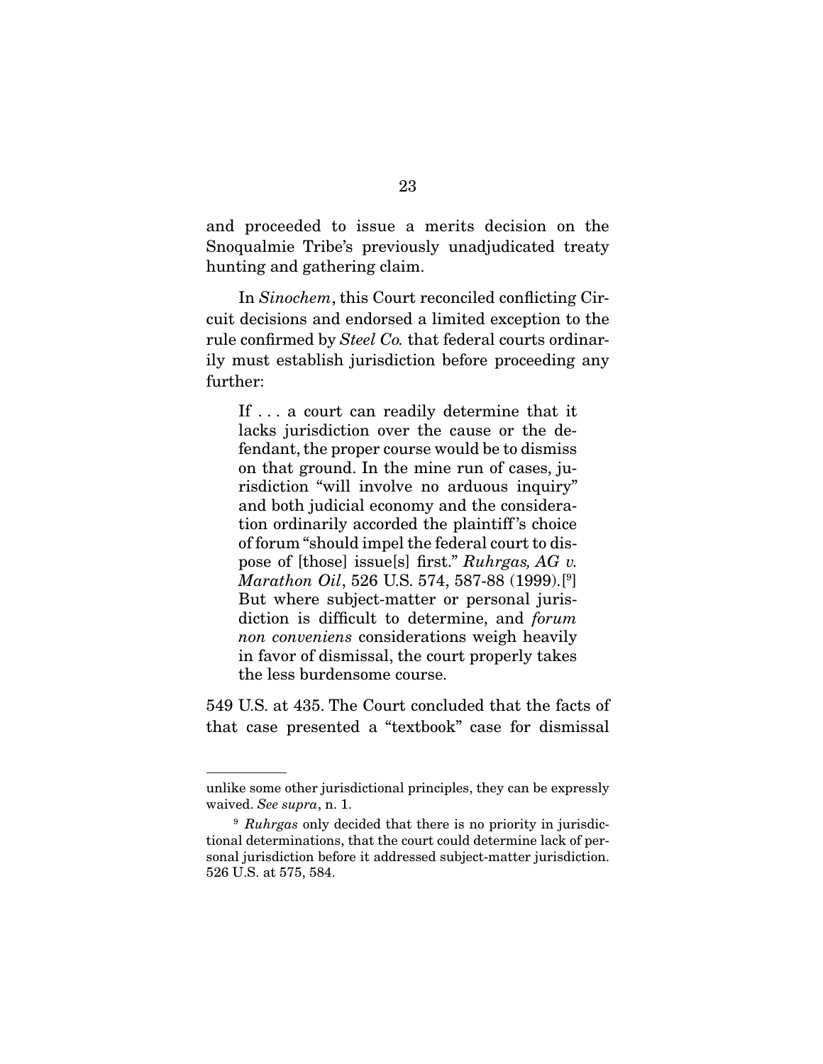and proceeded to issue a merits decision on the Snoqualmie Tribe's previously unadjudicated treaty hunting and gathering claim.

In *Sinochem*, this Court reconciled conflicting Circuit decisions and endorsed a limited exception to the rule confirmed by *Steel Co.* that federal courts ordinarily must establish jurisdiction before proceeding any further:

> If . . . a court can readily determine that it lacks jurisdiction over the cause or the defendant, the proper course would be to dismiss on that ground. In the mine run of cases, jurisdiction "will involve no arduous inquiry" and both judicial economy and the consideration ordinarily accorded the plaintiff's choice of forum "should impel the federal court to dispose of [those] issue[s] first." *Ruhrgas, AG v. Marathon Oil*, 526 U.S. 574, 587-88 (1999).[9] But where subject-matter or personal jurisdiction is difficult to determine, and *forum non conveniens* considerations weigh heavily in favor of dismissal, the court properly takes the less burdensome course.

549 U.S. at 435. The Court concluded that the facts of that case presented a "textbook" case for dismissal

---

unlike some other jurisdictional principles, they can be expressly waived. *See supra*, n. 1.

[9] *Ruhrgas* only decided that there is no priority in jurisdictional determinations, that the court could determine lack of personal jurisdiction before it addressed subject-matter jurisdiction. 526 U.S. at 575, 584.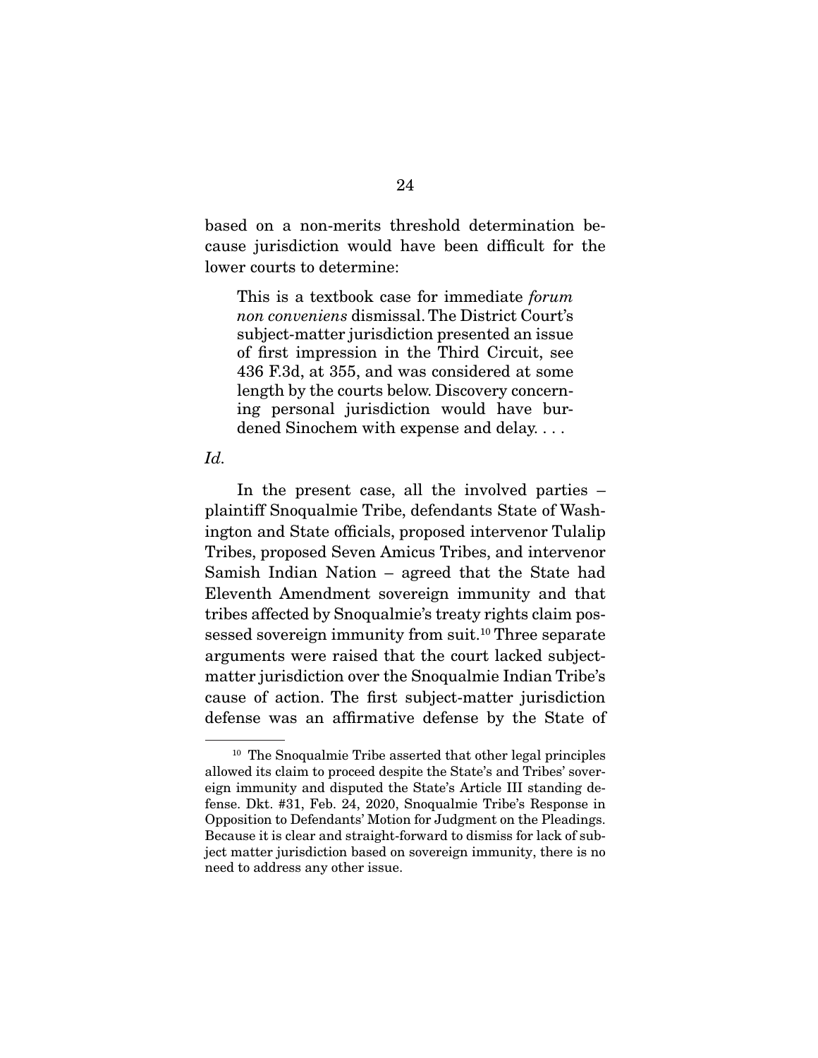based on a non-merits threshold determination because jurisdiction would have been difficult for the lower courts to determine:

> This is a textbook case for immediate *forum non conveniens* dismissal. The District Court's subject-matter jurisdiction presented an issue of first impression in the Third Circuit, see 436 F.3d, at 355, and was considered at some length by the courts below. Discovery concerning personal jurisdiction would have burdened Sinochem with expense and delay. . . .

*Id.*

In the present case, all the involved parties – plaintiff Snoqualmie Tribe, defendants State of Washington and State officials, proposed intervenor Tulalip Tribes, proposed Seven Amicus Tribes, and intervenor Samish Indian Nation – agreed that the State had Eleventh Amendment sovereign immunity and that tribes affected by Snoqualmie's treaty rights claim possessed sovereign immunity from suit.[10] Three separate arguments were raised that the court lacked subject-matter jurisdiction over the Snoqualmie Indian Tribe's cause of action. The first subject-matter jurisdiction defense was an affirmative defense by the State of

---

[10] The Snoqualmie Tribe asserted that other legal principles allowed its claim to proceed despite the State's and Tribes' sovereign immunity and disputed the State's Article III standing defense. Dkt. #31, Feb. 24, 2020, Snoqualmie Tribe's Response in Opposition to Defendants' Motion for Judgment on the Pleadings. Because it is clear and straight-forward to dismiss for lack of subject matter jurisdiction based on sovereign immunity, there is no need to address any other issue.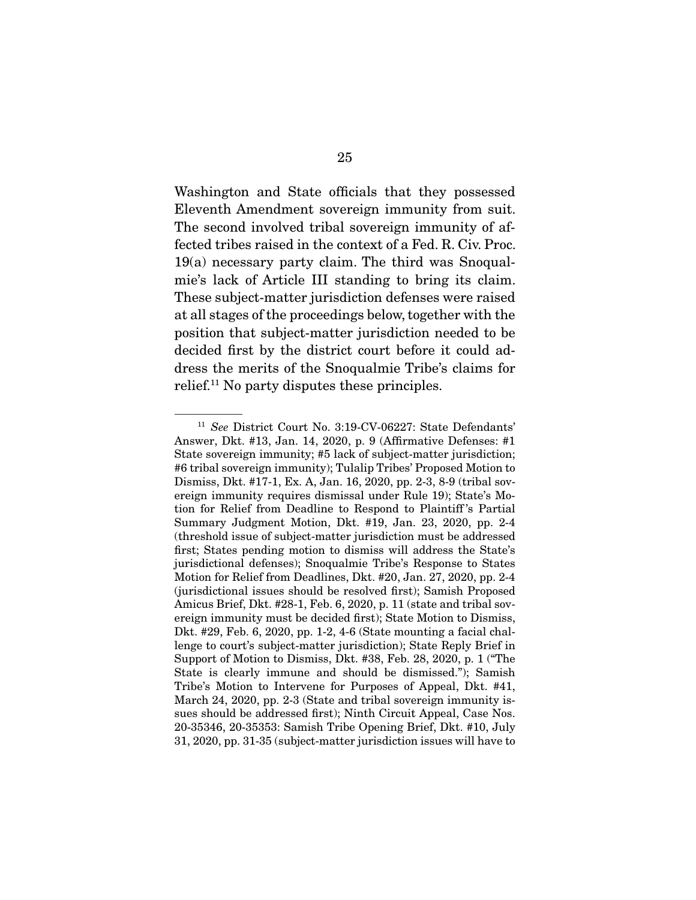Washington and State officials that they possessed Eleventh Amendment sovereign immunity from suit. The second involved tribal sovereign immunity of affected tribes raised in the context of a Fed. R. Civ. Proc. 19(a) necessary party claim. The third was Snoqualmie's lack of Article III standing to bring its claim. These subject-matter jurisdiction defenses were raised at all stages of the proceedings below, together with the position that subject-matter jurisdiction needed to be decided first by the district court before it could address the merits of the Snoqualmie Tribe's claims for relief.[11] No party disputes these principles.

---

[11] *See* District Court No. 3:19-CV-06227: State Defendants' Answer, Dkt. #13, Jan. 14, 2020, p. 9 (Affirmative Defenses: #1 State sovereign immunity; #5 lack of subject-matter jurisdiction; #6 tribal sovereign immunity); Tulalip Tribes' Proposed Motion to Dismiss, Dkt. #17-1, Ex. A, Jan. 16, 2020, pp. 2-3, 8-9 (tribal sovereign immunity requires dismissal under Rule 19); State's Motion for Relief from Deadline to Respond to Plaintiff's Partial Summary Judgment Motion, Dkt. #19, Jan. 23, 2020, pp. 2-4 (threshold issue of subject-matter jurisdiction must be addressed first; States pending motion to dismiss will address the State's jurisdictional defenses); Snoqualmie Tribe's Response to States Motion for Relief from Deadlines, Dkt. #20, Jan. 27, 2020, pp. 2-4 (jurisdictional issues should be resolved first); Samish Proposed Amicus Brief, Dkt. #28-1, Feb. 6, 2020, p. 11 (state and tribal sovereign immunity must be decided first); State Motion to Dismiss, Dkt. #29, Feb. 6, 2020, pp. 1-2, 4-6 (State mounting a facial challenge to court's subject-matter jurisdiction); State Reply Brief in Support of Motion to Dismiss, Dkt. #38, Feb. 28, 2020, p. 1 ("The State is clearly immune and should be dismissed."); Samish Tribe's Motion to Intervene for Purposes of Appeal, Dkt. #41, March 24, 2020, pp. 2-3 (State and tribal sovereign immunity issues should be addressed first); Ninth Circuit Appeal, Case Nos. 20-35346, 20-35353: Samish Tribe Opening Brief, Dkt. #10, July 31, 2020, pp. 31-35 (subject-matter jurisdiction issues will have to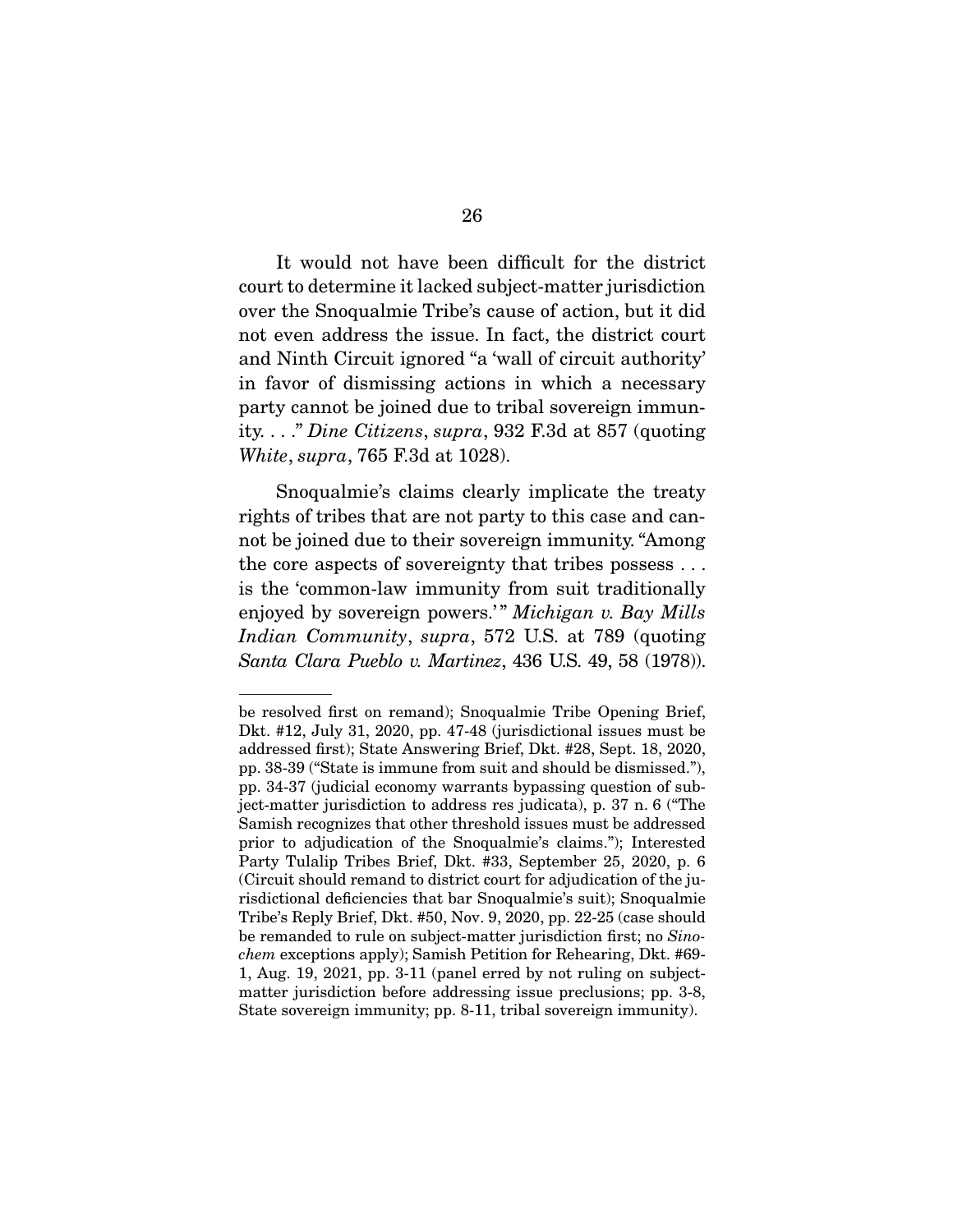It would not have been difficult for the district court to determine it lacked subject-matter jurisdiction over the Snoqualmie Tribe's cause of action, but it did not even address the issue. In fact, the district court and Ninth Circuit ignored "a 'wall of circuit authority' in favor of dismissing actions in which a necessary party cannot be joined due to tribal sovereign immunity. . . ." *Dine Citizens*, *supra*, 932 F.3d at 857 (quoting *White*, *supra*, 765 F.3d at 1028).

Snoqualmie's claims clearly implicate the treaty rights of tribes that are not party to this case and cannot be joined due to their sovereign immunity. "Among the core aspects of sovereignty that tribes possess . . . is the 'common-law immunity from suit traditionally enjoyed by sovereign powers.'" *Michigan v. Bay Mills Indian Community*, *supra*, 572 U.S. at 789 (quoting *Santa Clara Pueblo v. Martinez*, 436 U.S. 49, 58 (1978)).

---

be resolved first on remand); Snoqualmie Tribe Opening Brief, Dkt. #12, July 31, 2020, pp. 47-48 (jurisdictional issues must be addressed first); State Answering Brief, Dkt. #28, Sept. 18, 2020, pp. 38-39 ("State is immune from suit and should be dismissed."), pp. 34-37 (judicial economy warrants bypassing question of subject-matter jurisdiction to address res judicata), p. 37 n. 6 ("The Samish recognizes that other threshold issues must be addressed prior to adjudication of the Snoqualmie's claims."); Interested Party Tulalip Tribes Brief, Dkt. #33, September 25, 2020, p. 6 (Circuit should remand to district court for adjudication of the jurisdictional deficiencies that bar Snoqualmie's suit); Snoqualmie Tribe's Reply Brief, Dkt. #50, Nov. 9, 2020, pp. 22-25 (case should be remanded to rule on subject-matter jurisdiction first; no *Sinochem* exceptions apply); Samish Petition for Rehearing, Dkt. #69-1, Aug. 19, 2021, pp. 3-11 (panel erred by not ruling on subject-matter jurisdiction before addressing issue preclusions; pp. 3-8, State sovereign immunity; pp. 8-11, tribal sovereign immunity).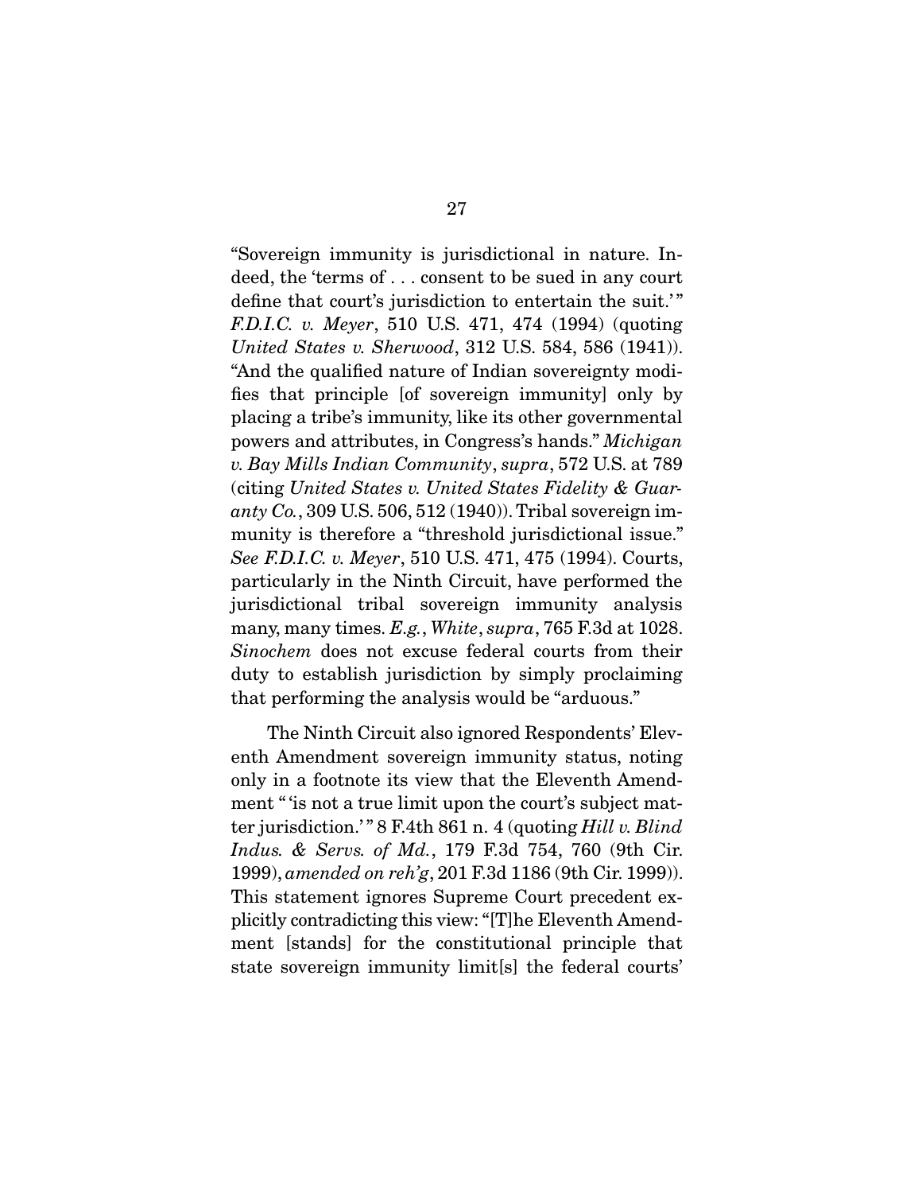"Sovereign immunity is jurisdictional in nature. Indeed, the 'terms of . . . consent to be sued in any court define that court's jurisdiction to entertain the suit.'" *F.D.I.C. v. Meyer*, 510 U.S. 471, 474 (1994) (quoting *United States v. Sherwood*, 312 U.S. 584, 586 (1941)). "And the qualified nature of Indian sovereignty modifies that principle [of sovereign immunity] only by placing a tribe's immunity, like its other governmental powers and attributes, in Congress's hands." *Michigan v. Bay Mills Indian Community*, *supra*, 572 U.S. at 789 (citing *United States v. United States Fidelity & Guaranty Co.*, 309 U.S. 506, 512 (1940)). Tribal sovereign immunity is therefore a "threshold jurisdictional issue." *See F.D.I.C. v. Meyer*, 510 U.S. 471, 475 (1994). Courts, particularly in the Ninth Circuit, have performed the jurisdictional tribal sovereign immunity analysis many, many times. *E.g.*, *White*, *supra*, 765 F.3d at 1028. *Sinochem* does not excuse federal courts from their duty to establish jurisdiction by simply proclaiming that performing the analysis would be "arduous."

The Ninth Circuit also ignored Respondents' Eleventh Amendment sovereign immunity status, noting only in a footnote its view that the Eleventh Amendment "'is not a true limit upon the court's subject matter jurisdiction.'" 8 F.4th 861 n. 4 (quoting *Hill v. Blind Indus. & Servs. of Md.*, 179 F.3d 754, 760 (9th Cir. 1999), *amended on reh'g*, 201 F.3d 1186 (9th Cir. 1999)). This statement ignores Supreme Court precedent explicitly contradicting this view: "[T]he Eleventh Amendment [stands] for the constitutional principle that state sovereign immunity limit[s] the federal courts'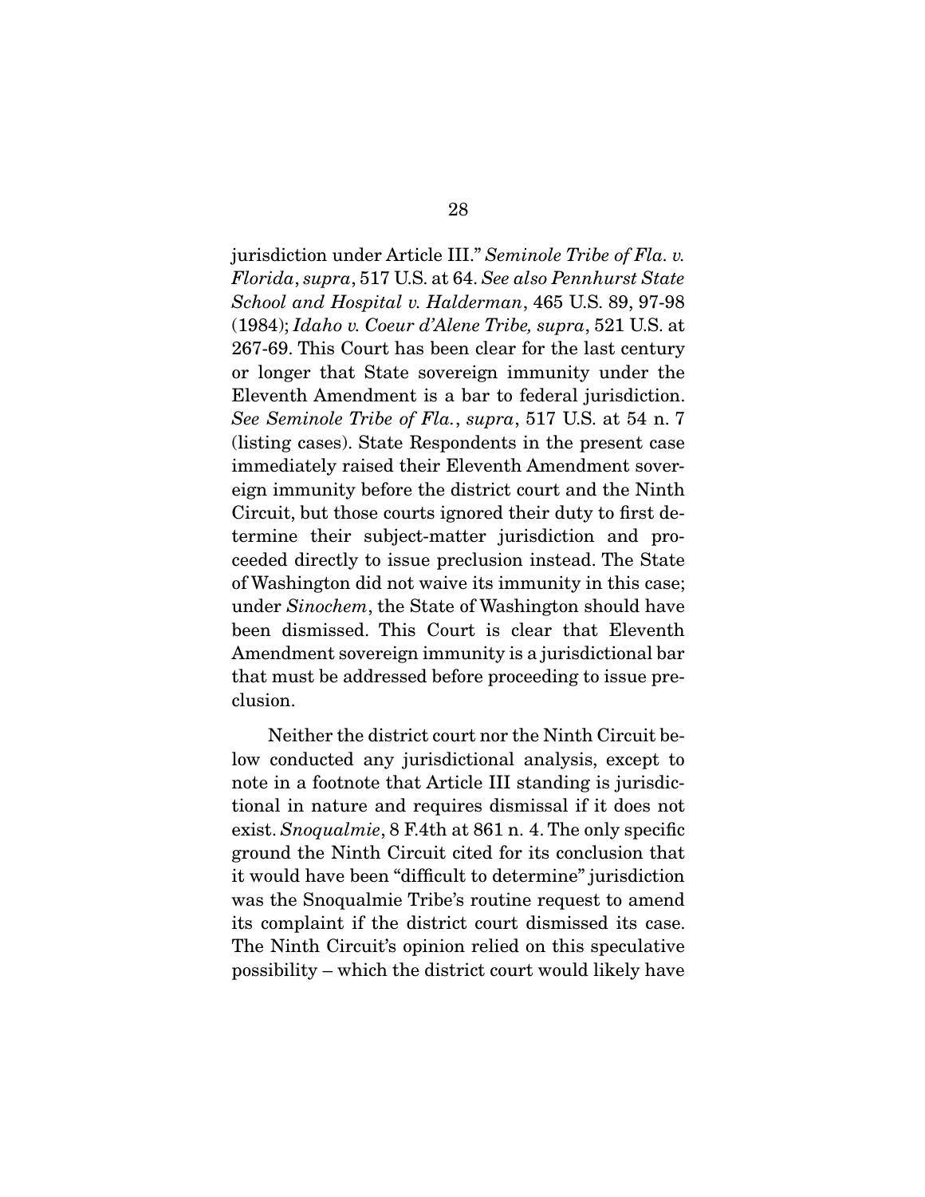jurisdiction under Article III." *Seminole Tribe of Fla. v. Florida*, *supra*, 517 U.S. at 64. *See also Pennhurst State School and Hospital v. Halderman*, 465 U.S. 89, 97-98 (1984); *Idaho v. Coeur d'Alene Tribe, supra*, 521 U.S. at 267-69. This Court has been clear for the last century or longer that State sovereign immunity under the Eleventh Amendment is a bar to federal jurisdiction. *See Seminole Tribe of Fla.*, *supra*, 517 U.S. at 54 n. 7 (listing cases). State Respondents in the present case immediately raised their Eleventh Amendment sovereign immunity before the district court and the Ninth Circuit, but those courts ignored their duty to first determine their subject-matter jurisdiction and proceeded directly to issue preclusion instead. The State of Washington did not waive its immunity in this case; under *Sinochem*, the State of Washington should have been dismissed. This Court is clear that Eleventh Amendment sovereign immunity is a jurisdictional bar that must be addressed before proceeding to issue preclusion.

Neither the district court nor the Ninth Circuit below conducted any jurisdictional analysis, except to note in a footnote that Article III standing is jurisdictional in nature and requires dismissal if it does not exist. *Snoqualmie*, 8 F.4th at 861 n. 4. The only specific ground the Ninth Circuit cited for its conclusion that it would have been "difficult to determine" jurisdiction was the Snoqualmie Tribe's routine request to amend its complaint if the district court dismissed its case. The Ninth Circuit's opinion relied on this speculative possibility – which the district court would likely have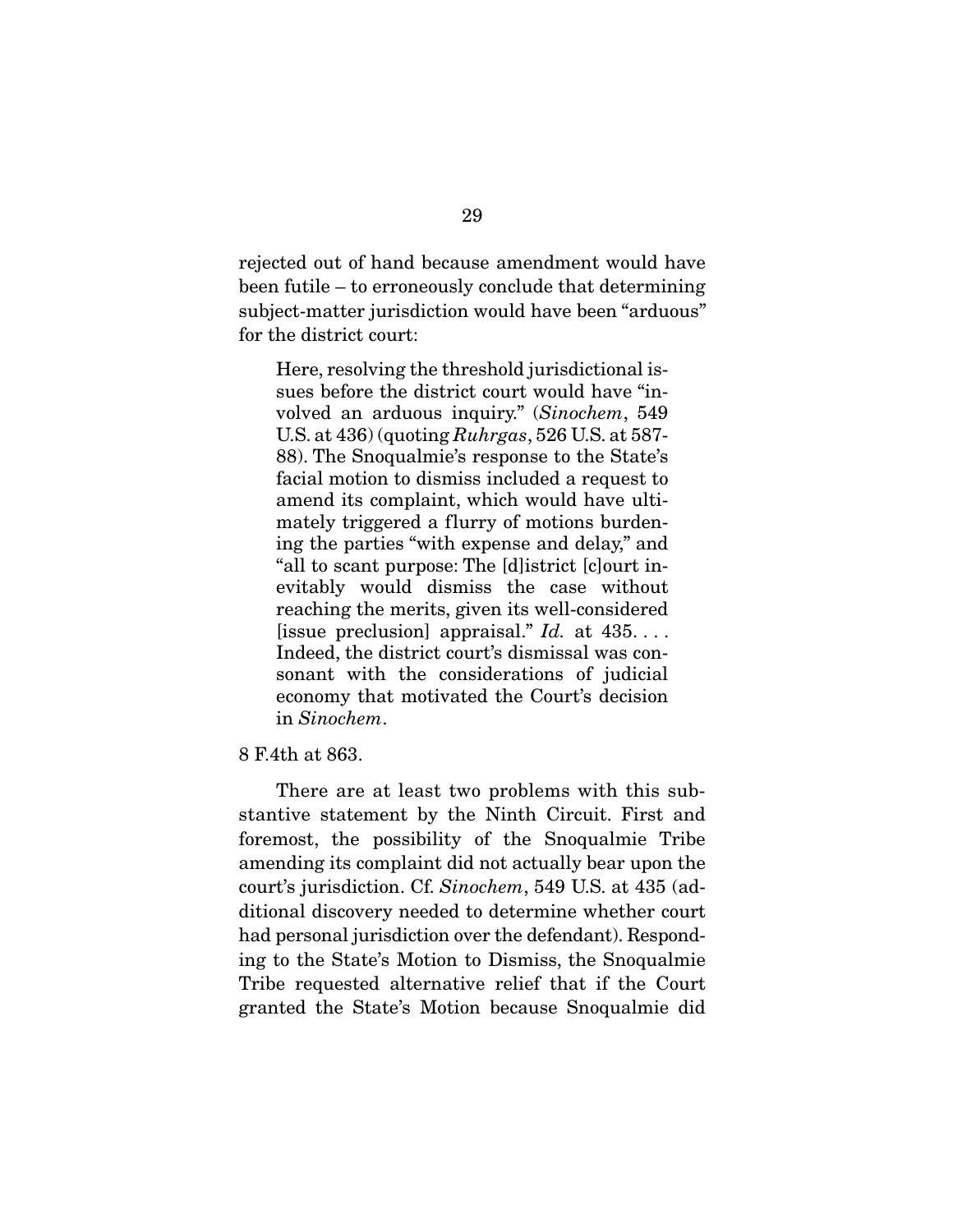rejected out of hand because amendment would have been futile – to erroneously conclude that determining subject-matter jurisdiction would have been "arduous" for the district court:

> Here, resolving the threshold jurisdictional issues before the district court would have "involved an arduous inquiry." (*Sinochem*, 549 U.S. at 436) (quoting *Ruhrgas*, 526 U.S. at 587-88). The Snoqualmie's response to the State's facial motion to dismiss included a request to amend its complaint, which would have ultimately triggered a flurry of motions burdening the parties "with expense and delay," and "all to scant purpose: The [d]istrict [c]ourt inevitably would dismiss the case without reaching the merits, given its well-considered [issue preclusion] appraisal." *Id.* at 435. . . . Indeed, the district court's dismissal was consonant with the considerations of judicial economy that motivated the Court's decision in *Sinochem*.

8 F.4th at 863.

There are at least two problems with this substantive statement by the Ninth Circuit. First and foremost, the possibility of the Snoqualmie Tribe amending its complaint did not actually bear upon the court's jurisdiction. Cf. *Sinochem*, 549 U.S. at 435 (additional discovery needed to determine whether court had personal jurisdiction over the defendant). Responding to the State's Motion to Dismiss, the Snoqualmie Tribe requested alternative relief that if the Court granted the State's Motion because Snoqualmie did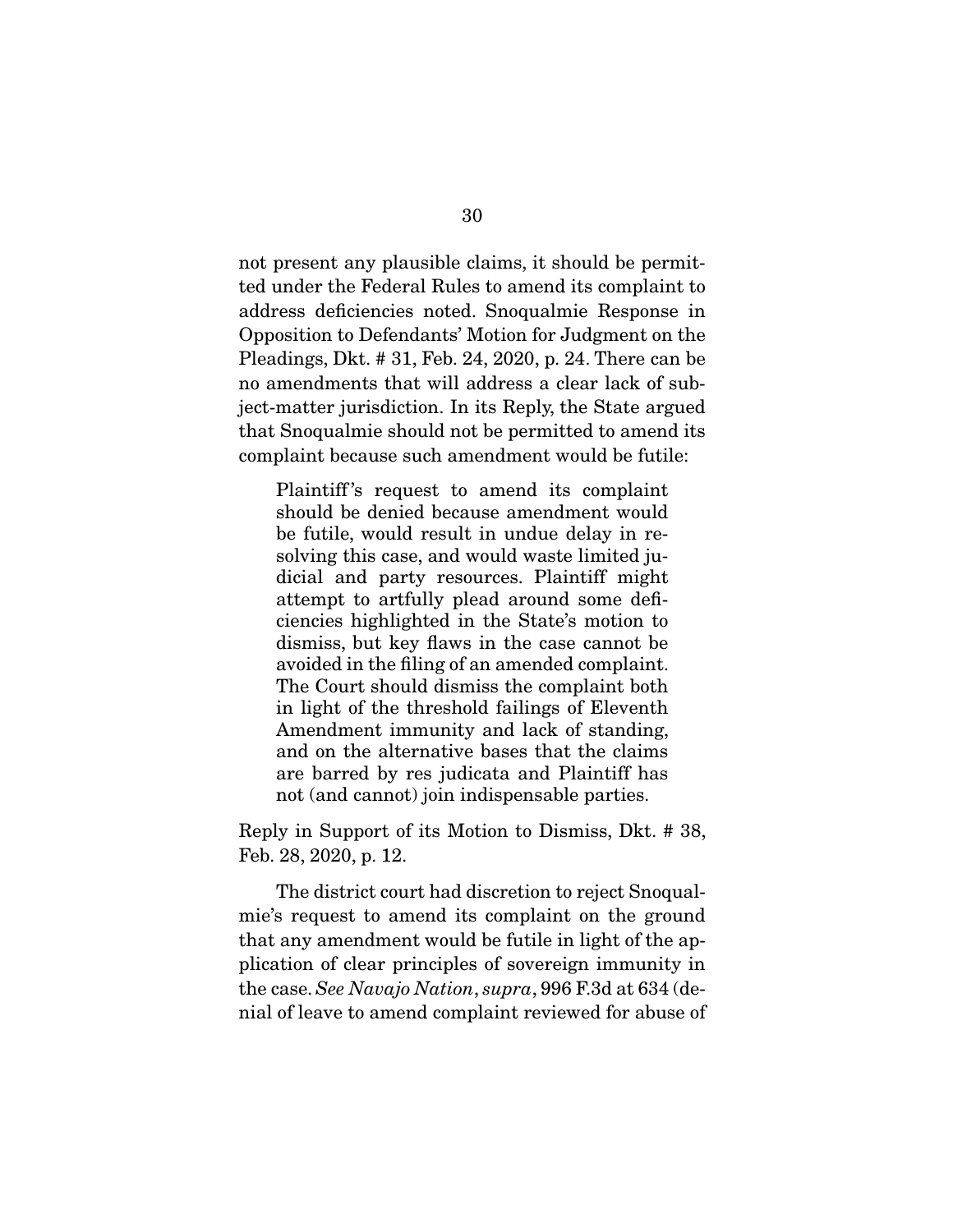not present any plausible claims, it should be permitted under the Federal Rules to amend its complaint to address deficiencies noted. Snoqualmie Response in Opposition to Defendants' Motion for Judgment on the Pleadings, Dkt. # 31, Feb. 24, 2020, p. 24. There can be no amendments that will address a clear lack of subject-matter jurisdiction. In its Reply, the State argued that Snoqualmie should not be permitted to amend its complaint because such amendment would be futile:

> Plaintiff's request to amend its complaint should be denied because amendment would be futile, would result in undue delay in resolving this case, and would waste limited judicial and party resources. Plaintiff might attempt to artfully plead around some deficiencies highlighted in the State's motion to dismiss, but key flaws in the case cannot be avoided in the filing of an amended complaint. The Court should dismiss the complaint both in light of the threshold failings of Eleventh Amendment immunity and lack of standing, and on the alternative bases that the claims are barred by res judicata and Plaintiff has not (and cannot) join indispensable parties.

Reply in Support of its Motion to Dismiss, Dkt. # 38, Feb. 28, 2020, p. 12.

The district court had discretion to reject Snoqualmie's request to amend its complaint on the ground that any amendment would be futile in light of the application of clear principles of sovereign immunity in the case. *See Navajo Nation*, *supra*, 996 F.3d at 634 (denial of leave to amend complaint reviewed for abuse of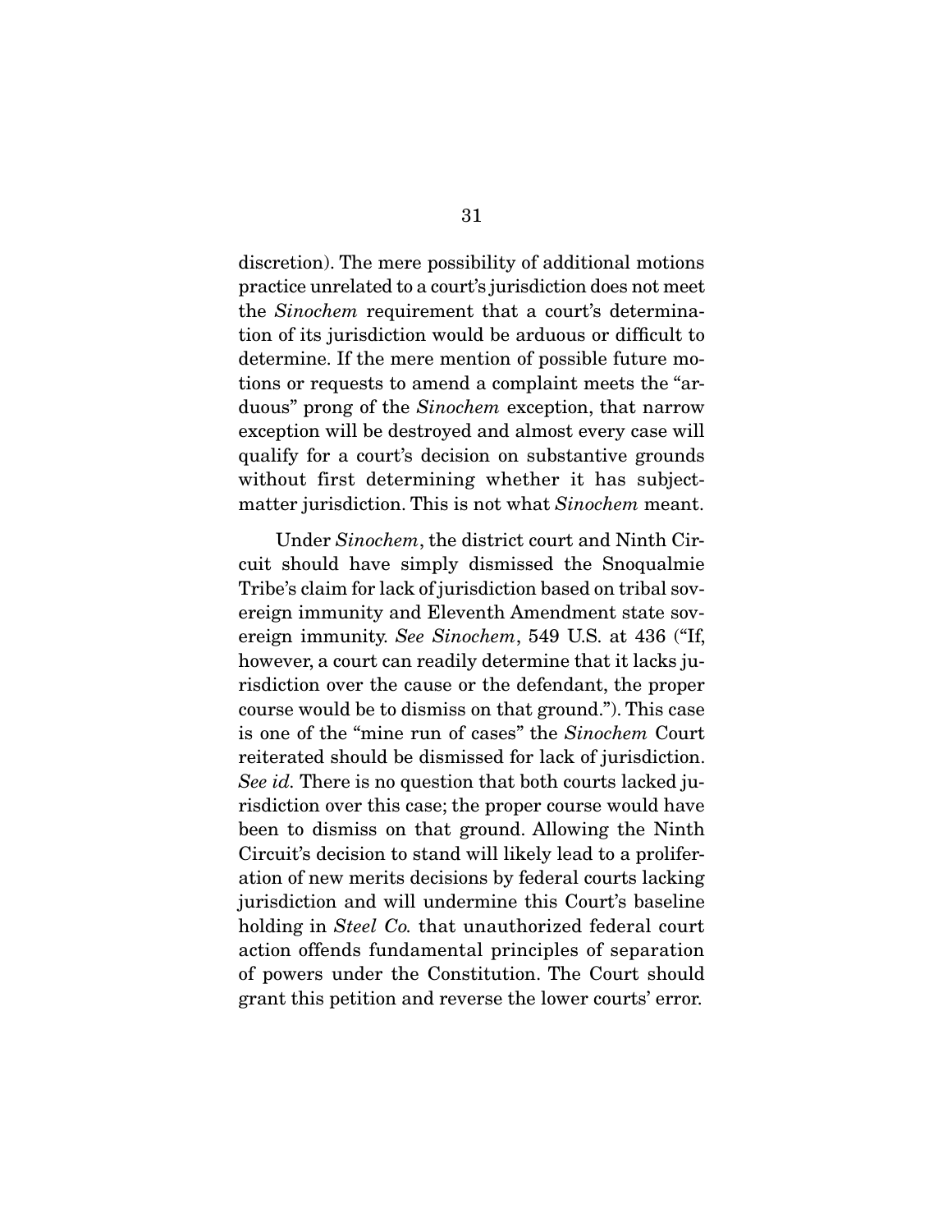discretion). The mere possibility of additional motions practice unrelated to a court's jurisdiction does not meet the *Sinochem* requirement that a court's determination of its jurisdiction would be arduous or difficult to determine. If the mere mention of possible future motions or requests to amend a complaint meets the "arduous" prong of the *Sinochem* exception, that narrow exception will be destroyed and almost every case will qualify for a court's decision on substantive grounds without first determining whether it has subject-matter jurisdiction. This is not what *Sinochem* meant.

Under *Sinochem*, the district court and Ninth Circuit should have simply dismissed the Snoqualmie Tribe's claim for lack of jurisdiction based on tribal sovereign immunity and Eleventh Amendment state sovereign immunity. *See Sinochem*, 549 U.S. at 436 ("If, however, a court can readily determine that it lacks jurisdiction over the cause or the defendant, the proper course would be to dismiss on that ground."). This case is one of the "mine run of cases" the *Sinochem* Court reiterated should be dismissed for lack of jurisdiction. *See id.* There is no question that both courts lacked jurisdiction over this case; the proper course would have been to dismiss on that ground. Allowing the Ninth Circuit's decision to stand will likely lead to a proliferation of new merits decisions by federal courts lacking jurisdiction and will undermine this Court's baseline holding in *Steel Co.* that unauthorized federal court action offends fundamental principles of separation of powers under the Constitution. The Court should grant this petition and reverse the lower courts' error.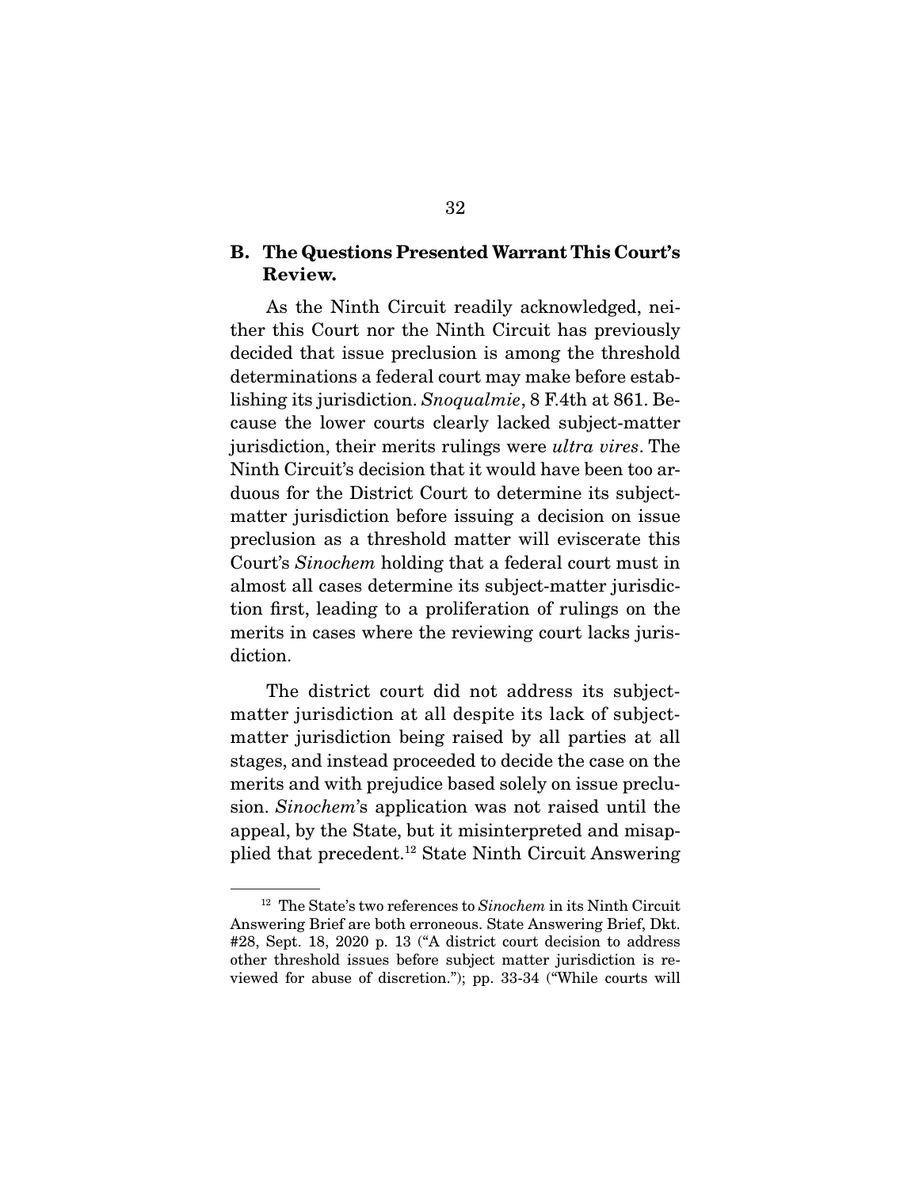### B. The Questions Presented Warrant This Court's Review.

As the Ninth Circuit readily acknowledged, neither this Court nor the Ninth Circuit has previously decided that issue preclusion is among the threshold determinations a federal court may make before establishing its jurisdiction. *Snoqualmie*, 8 F.4th at 861. Because the lower courts clearly lacked subject-matter jurisdiction, their merits rulings were *ultra vires*. The Ninth Circuit's decision that it would have been too arduous for the District Court to determine its subject-matter jurisdiction before issuing a decision on issue preclusion as a threshold matter will eviscerate this Court's *Sinochem* holding that a federal court must in almost all cases determine its subject-matter jurisdiction first, leading to a proliferation of rulings on the merits in cases where the reviewing court lacks jurisdiction.

The district court did not address its subject-matter jurisdiction at all despite its lack of subject-matter jurisdiction being raised by all parties at all stages, and instead proceeded to decide the case on the merits and with prejudice based solely on issue preclusion. *Sinochem*'s application was not raised until the appeal, by the State, but it misinterpreted and misapplied that precedent.[12] State Ninth Circuit Answering

---

[12] The State's two references to *Sinochem* in its Ninth Circuit Answering Brief are both erroneous. State Answering Brief, Dkt. #28, Sept. 18, 2020 p. 13 ("A district court decision to address other threshold issues before subject matter jurisdiction is reviewed for abuse of discretion."); pp. 33-34 ("While courts will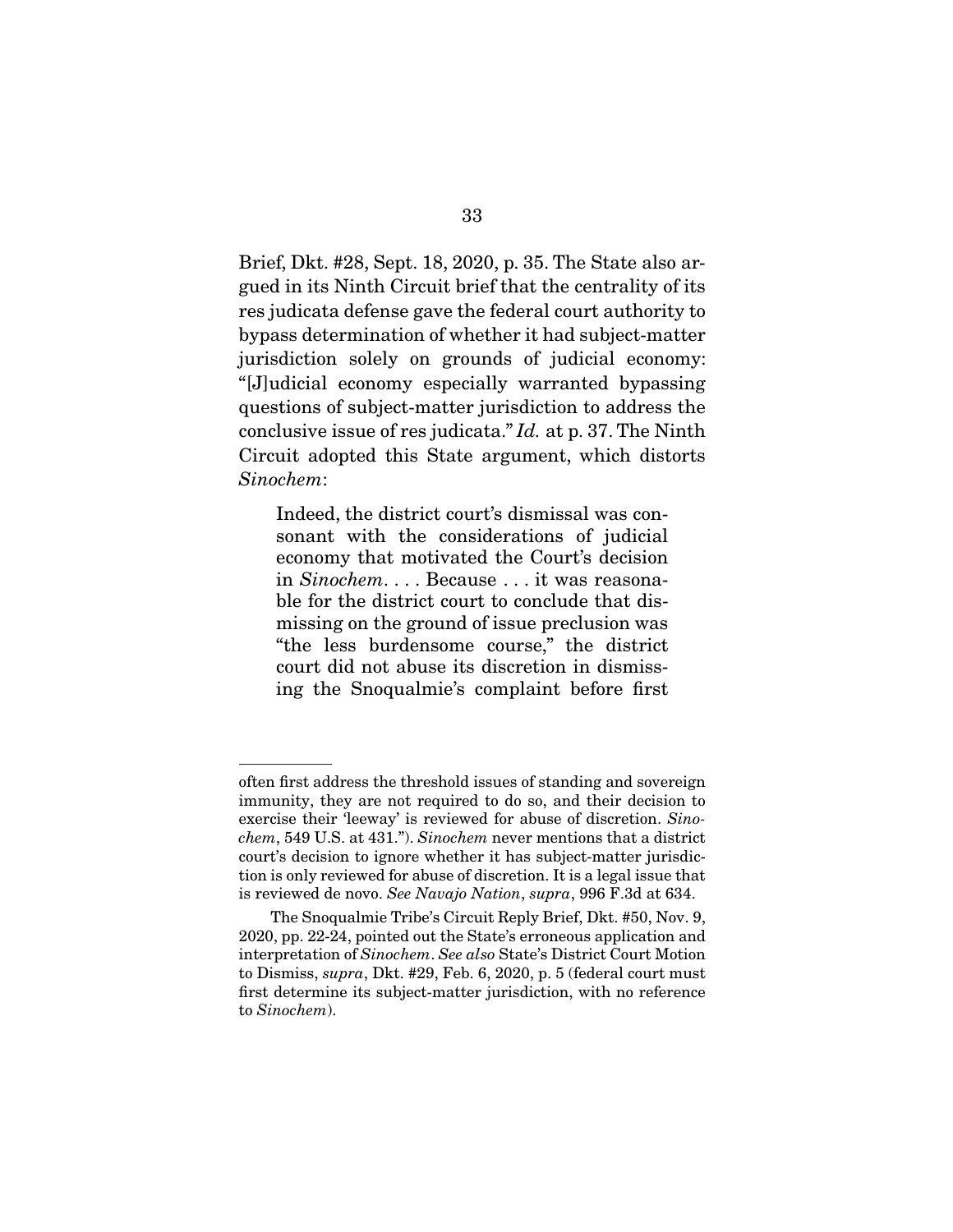Brief, Dkt. #28, Sept. 18, 2020, p. 35. The State also argued in its Ninth Circuit brief that the centrality of its res judicata defense gave the federal court authority to bypass determination of whether it had subject-matter jurisdiction solely on grounds of judicial economy: "[J]udicial economy especially warranted bypassing questions of subject-matter jurisdiction to address the conclusive issue of res judicata." *Id.* at p. 37. The Ninth Circuit adopted this State argument, which distorts *Sinochem*:

> Indeed, the district court's dismissal was consonant with the considerations of judicial economy that motivated the Court's decision in *Sinochem*. . . . Because . . . it was reasonable for the district court to conclude that dismissing on the ground of issue preclusion was "the less burdensome course," the district court did not abuse its discretion in dismissing the Snoqualmie's complaint before first

---

often first address the threshold issues of standing and sovereign immunity, they are not required to do so, and their decision to exercise their 'leeway' is reviewed for abuse of discretion. *Sinochem*, 549 U.S. at 431."). *Sinochem* never mentions that a district court's decision to ignore whether it has subject-matter jurisdiction is only reviewed for abuse of discretion. It is a legal issue that is reviewed de novo. *See Navajo Nation*, *supra*, 996 F.3d at 634.

The Snoqualmie Tribe's Circuit Reply Brief, Dkt. #50, Nov. 9, 2020, pp. 22-24, pointed out the State's erroneous application and interpretation of *Sinochem*. *See also* State's District Court Motion to Dismiss, *supra*, Dkt. #29, Feb. 6, 2020, p. 5 (federal court must first determine its subject-matter jurisdiction, with no reference to *Sinochem*).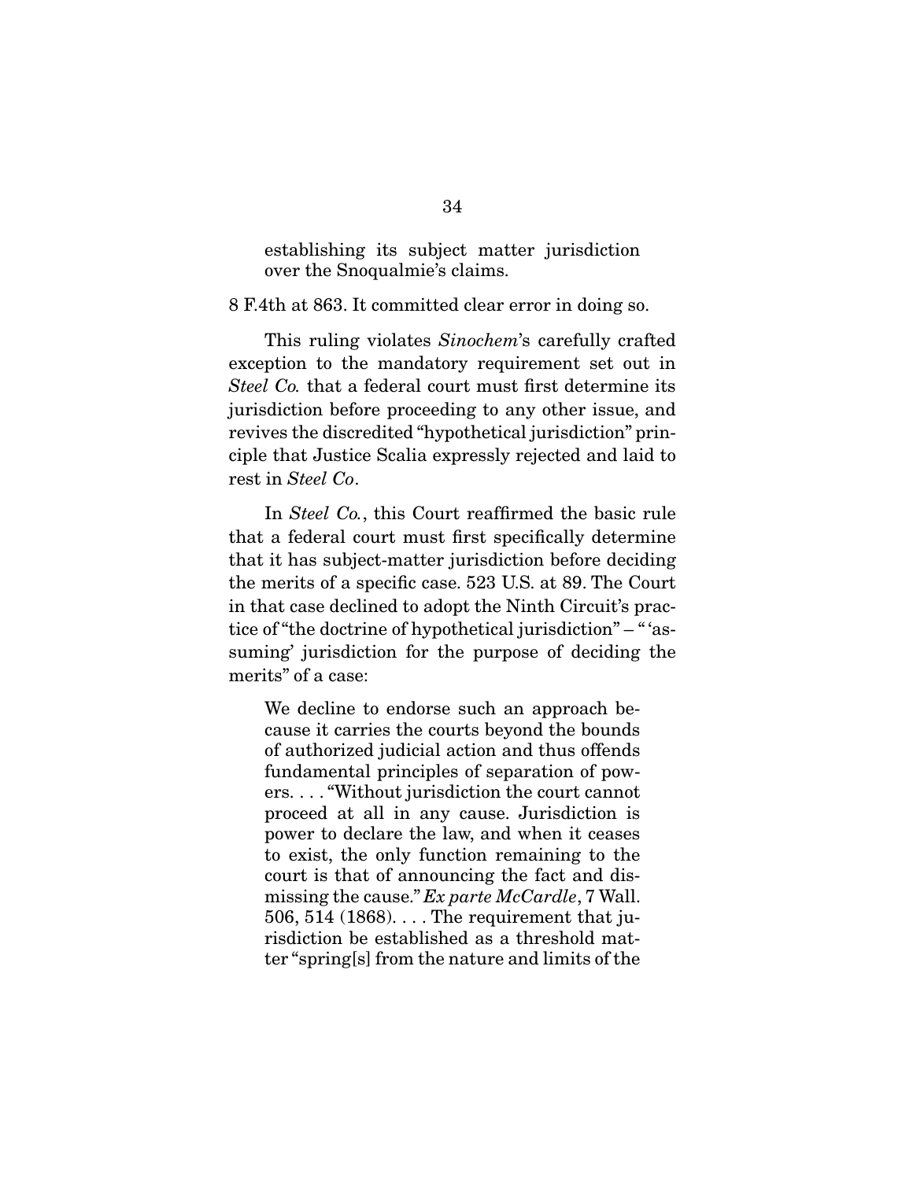> establishing its subject matter jurisdiction over the Snoqualmie's claims.

8 F.4th at 863. It committed clear error in doing so.

This ruling violates *Sinochem*'s carefully crafted exception to the mandatory requirement set out in *Steel Co.* that a federal court must first determine its jurisdiction before proceeding to any other issue, and revives the discredited "hypothetical jurisdiction" principle that Justice Scalia expressly rejected and laid to rest in *Steel Co*.

In *Steel Co.*, this Court reaffirmed the basic rule that a federal court must first specifically determine that it has subject-matter jurisdiction before deciding the merits of a specific case. 523 U.S. at 89. The Court in that case declined to adopt the Ninth Circuit's practice of "the doctrine of hypothetical jurisdiction" – " 'assuming' jurisdiction for the purpose of deciding the merits" of a case:

> We decline to endorse such an approach because it carries the courts beyond the bounds of authorized judicial action and thus offends fundamental principles of separation of powers. . . . "Without jurisdiction the court cannot proceed at all in any cause. Jurisdiction is power to declare the law, and when it ceases to exist, the only function remaining to the court is that of announcing the fact and dismissing the cause." *Ex parte McCardle*, 7 Wall. 506, 514 (1868). . . . The requirement that jurisdiction be established as a threshold matter "spring[s] from the nature and limits of the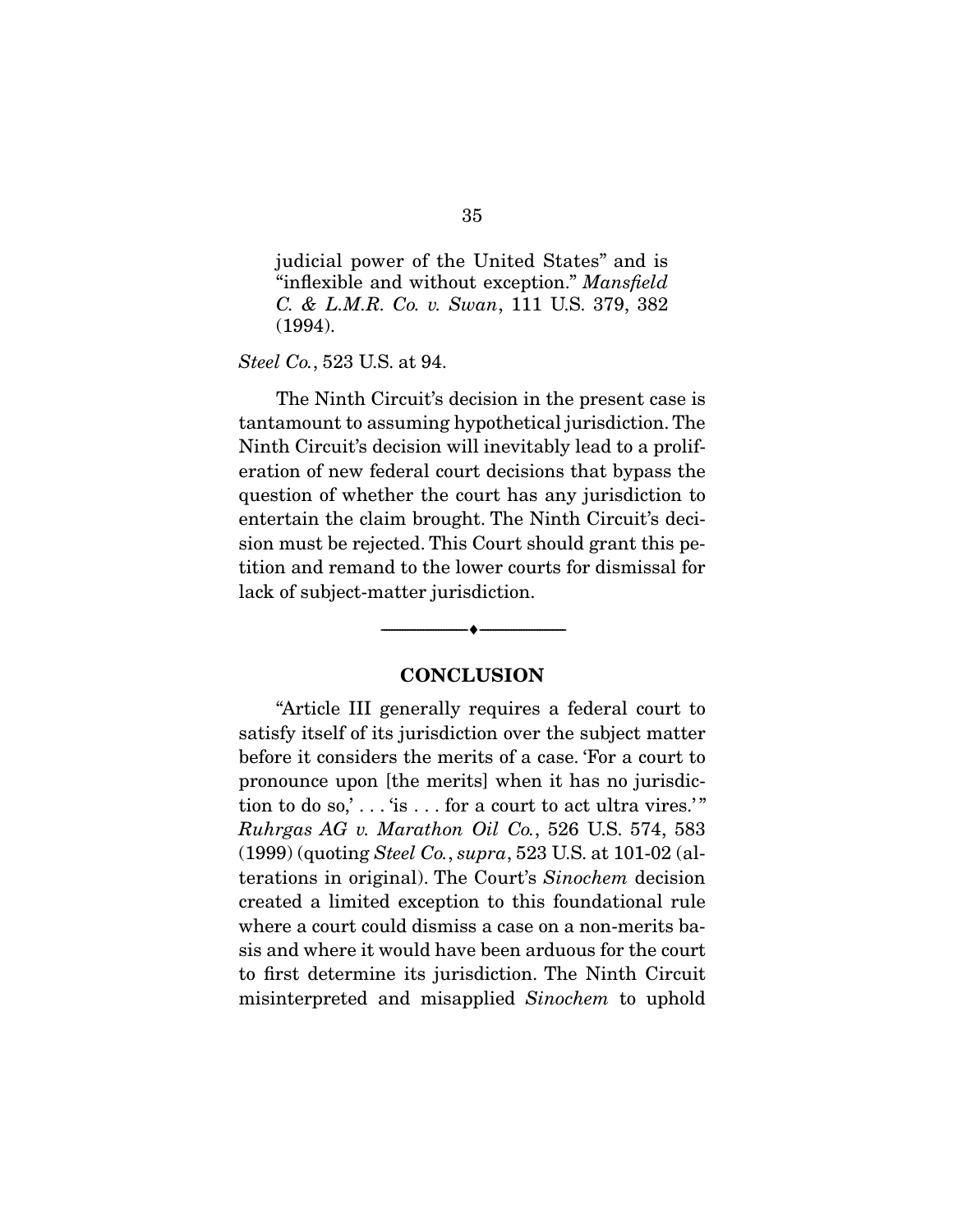judicial power of the United States" and is "inflexible and without exception." *Mansfield C. & L.M.R. Co. v. Swan*, 111 U.S. 379, 382 (1994).

*Steel Co.*, 523 U.S. at 94.

The Ninth Circuit's decision in the present case is tantamount to assuming hypothetical jurisdiction. The Ninth Circuit's decision will inevitably lead to a proliferation of new federal court decisions that bypass the question of whether the court has any jurisdiction to entertain the claim brought. The Ninth Circuit's decision must be rejected. This Court should grant this petition and remand to the lower courts for dismissal for lack of subject-matter jurisdiction.

---

## CONCLUSION

"Article III generally requires a federal court to satisfy itself of its jurisdiction over the subject matter before it considers the merits of a case. 'For a court to pronounce upon [the merits] when it has no jurisdiction to do so,' . . . 'is . . . for a court to act ultra vires.'" *Ruhrgas AG v. Marathon Oil Co.*, 526 U.S. 574, 583 (1999) (quoting *Steel Co.*, *supra*, 523 U.S. at 101-02 (alterations in original). The Court's *Sinochem* decision created a limited exception to this foundational rule where a court could dismiss a case on a non-merits basis and where it would have been arduous for the court to first determine its jurisdiction. The Ninth Circuit misinterpreted and misapplied *Sinochem* to uphold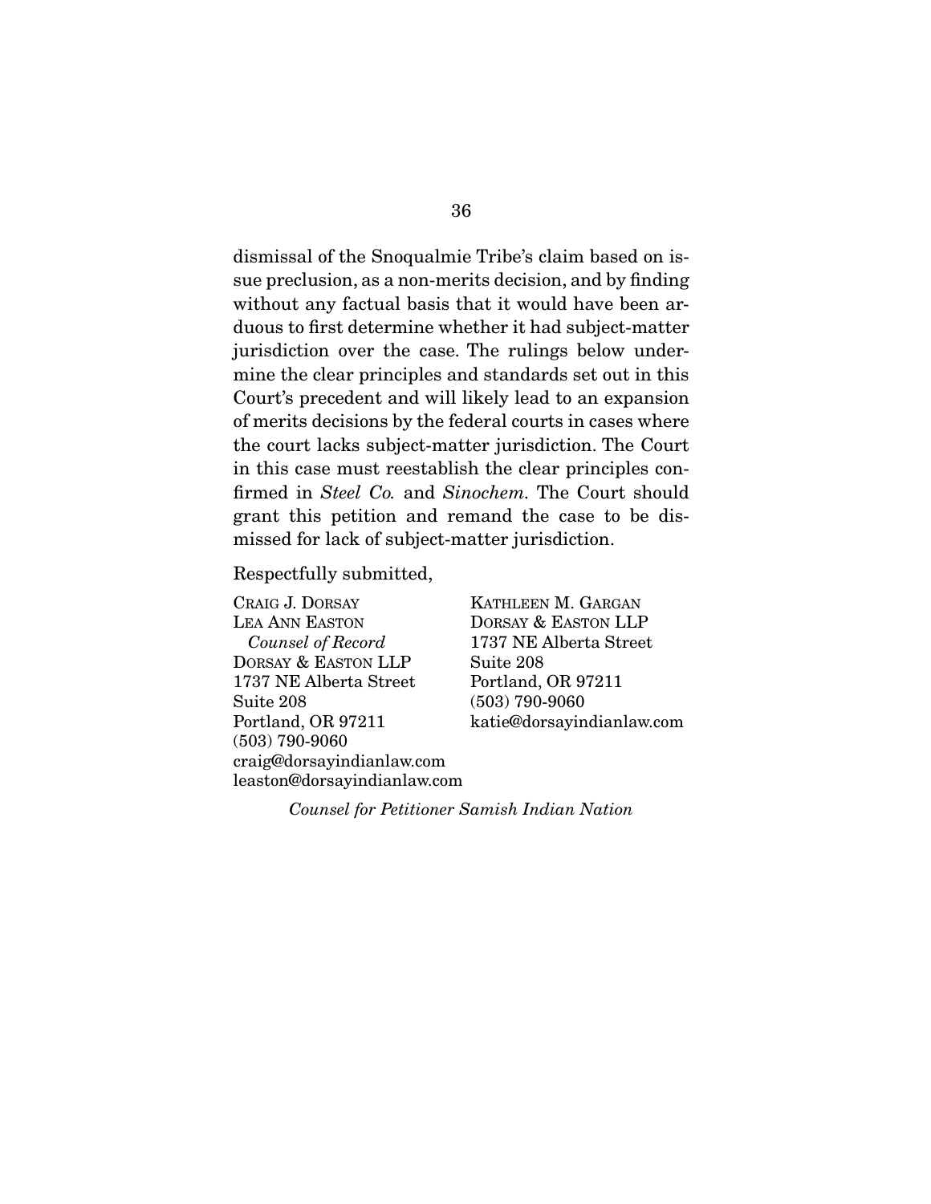dismissal of the Snoqualmie Tribe's claim based on issue preclusion, as a non-merits decision, and by finding without any factual basis that it would have been arduous to first determine whether it had subject-matter jurisdiction over the case. The rulings below undermine the clear principles and standards set out in this Court's precedent and will likely lead to an expansion of merits decisions by the federal courts in cases where the court lacks subject-matter jurisdiction. The Court in this case must reestablish the clear principles confirmed in *Steel Co.* and *Sinochem*. The Court should grant this petition and remand the case to be dismissed for lack of subject-matter jurisdiction.

Respectfully submitted,

CRAIG J. DORSAY
LEA ANN EASTON
*Counsel of Record*
DORSAY & EASTON LLP
1737 NE Alberta Street
Suite 208
Portland, OR 97211
(503) 790-9060
craig@dorsayindianlaw.com
leaston@dorsayindianlaw.com

KATHLEEN M. GARGAN
DORSAY & EASTON LLP
1737 NE Alberta Street
Suite 208
Portland, OR 97211
(503) 790-9060
katie@dorsayindianlaw.com

*Counsel for Petitioner Samish Indian Nation*